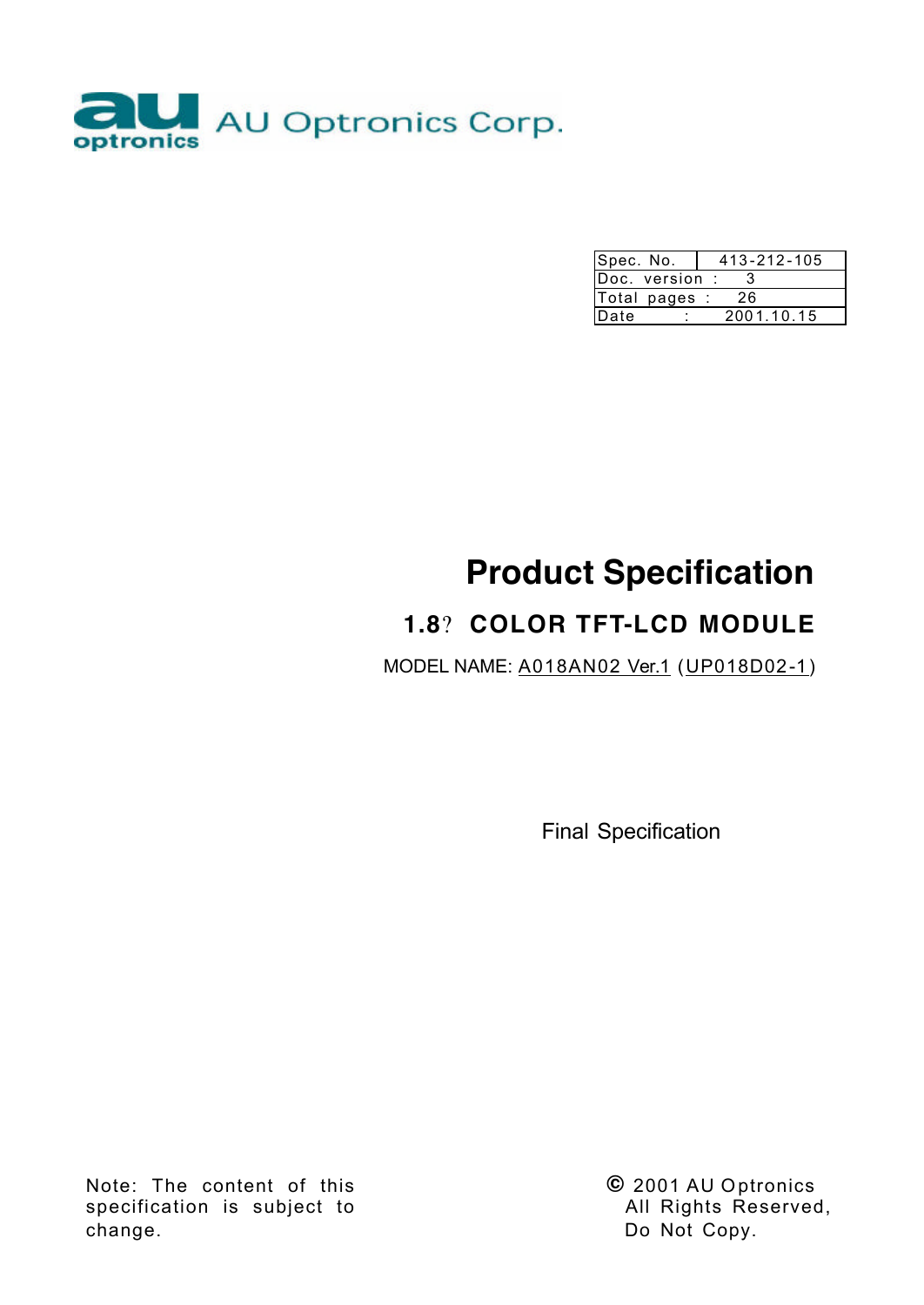AU Optronics Corp.

| Spec. No. | 413-212-105 |
|---|---|
| Doc. version : | 3 |
| Total pages : | 26 |
| Date : | 2001.10.15 |

# Product Specification

## 1.8? COLOR TFT-LCD MODULE

MODEL NAME: A018AN02 Ver.1 (UP018D02-1)

Final Specification

Note: The content of this specification is subject to change.

© 2001 AU Optronics
All Rights Reserved,
Do Not Copy.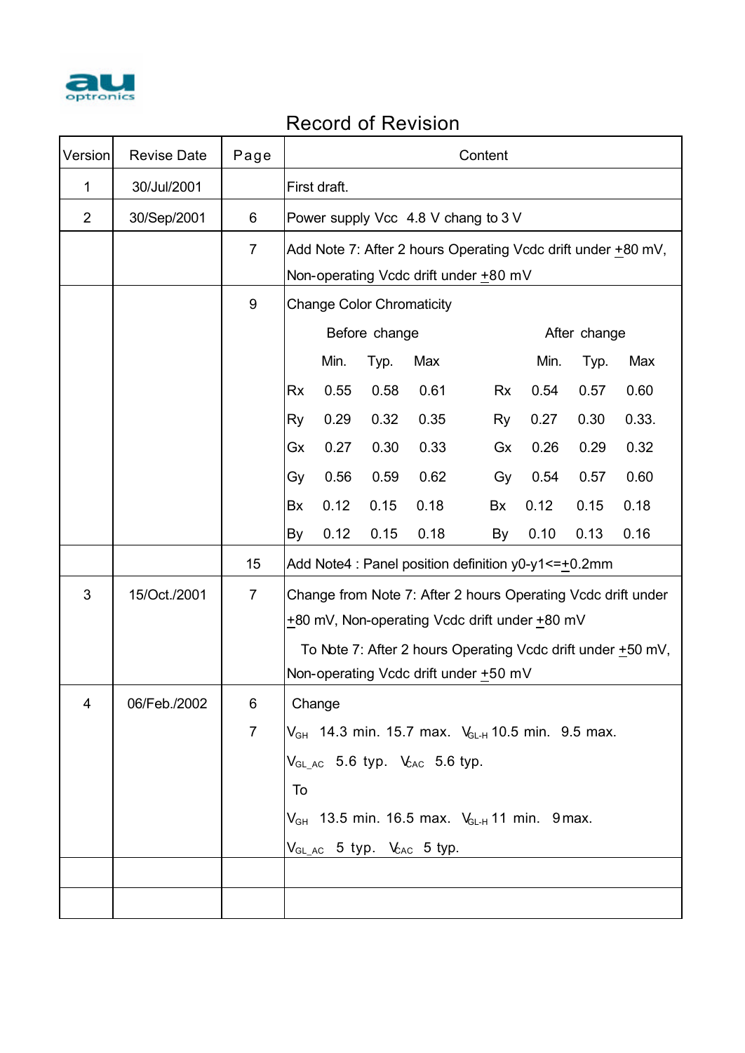# Record of Revision

| Version | Revise Date | Page | Content |
|---|---|---|---|
| 1 | 30/Jul/2001 | | First draft. |
| 2 | 30/Sep/2001 | 6 | Power supply Vcc 4.8 V chang to 3 V |
| | | 7 | Add Note 7: After 2 hours Operating Vcdc drift under ±80 mV, Non-operating Vcdc drift under ±80 mV |
| | | 9 | Change Color Chromaticity<br>Before change: Min. / Typ. / Max<br>Rx 0.55 0.58 0.61<br>Ry 0.29 0.32 0.35<br>Gx 0.27 0.30 0.33<br>Gy 0.56 0.59 0.62<br>Bx 0.12 0.15 0.18<br>By 0.12 0.15 0.18<br>After change: Min. / Typ. / Max<br>Rx 0.54 0.57 0.60<br>Ry 0.27 0.30 0.33.<br>Gx 0.26 0.29 0.32<br>Gy 0.54 0.57 0.60<br>Bx 0.12 0.15 0.18<br>By 0.10 0.13 0.16 |
| | | 15 | Add Note4 : Panel position definition y0-y1<=±0.2mm |
| 3 | 15/Oct./2001 | 7 | Change from Note 7: After 2 hours Operating Vcdc drift under ±80 mV, Non-operating Vcdc drift under ±80 mV<br>To Note 7: After 2 hours Operating Vcdc drift under ±50 mV, Non-operating Vcdc drift under ±50 mV |
| 4 | 06/Feb./2002 | 6<br>7 | Change<br>$V_{GH}$ 14.3 min. 15.7 max. $V_{GL\text{-}H}$ 10.5 min. 9.5 max.<br>$V_{GL\_AC}$ 5.6 typ. $V_{CAC}$ 5.6 typ.<br>To<br>$V_{GH}$ 13.5 min. 16.5 max. $V_{GL\text{-}H}$ 11 min. 9 max.<br>$V_{GL\_AC}$ 5 typ. $V_{CAC}$ 5 typ. |
| | | | |
| | | | |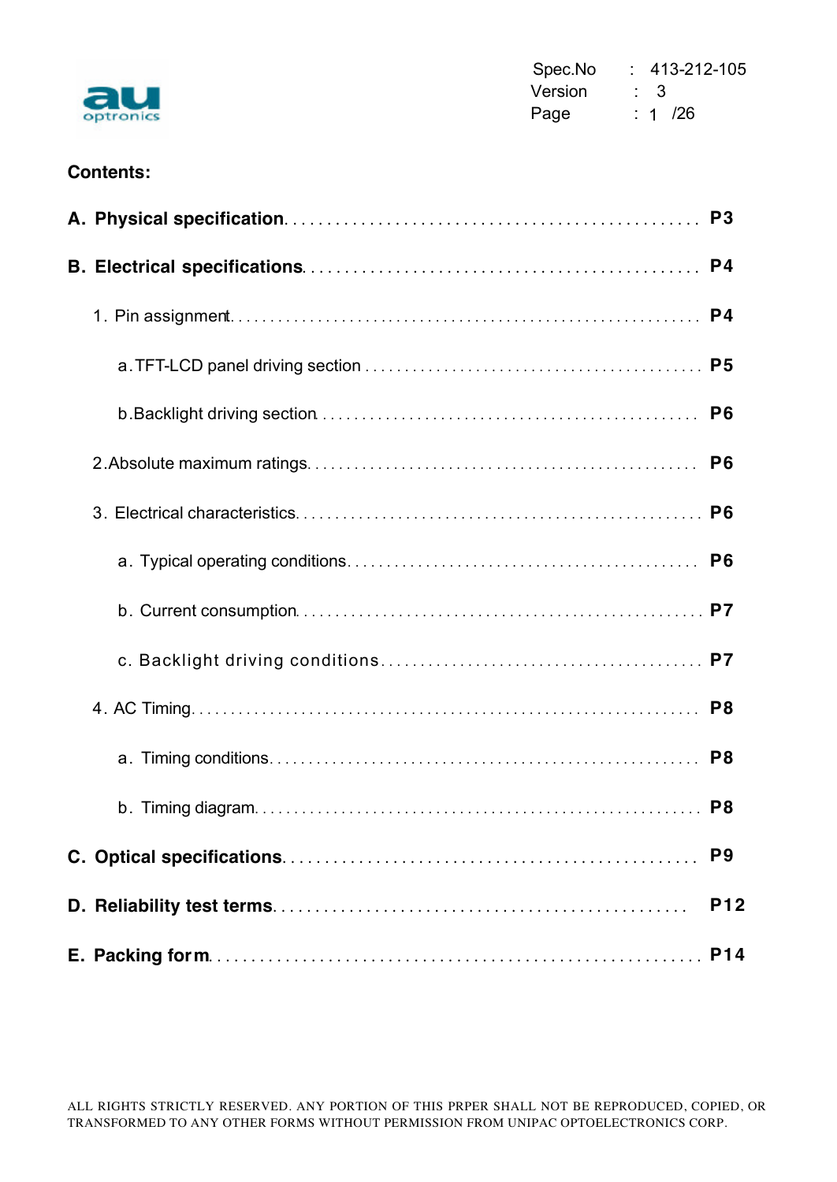Spec.No : 413-212-105

Version : 3

## Contents:

**A. Physical specification** ........ **P3**

**B. Electrical specifications** ........ **P4**

1. Pin assignment ........ **P4**

 a. TFT-LCD panel driving section ........ **P5**

 b. Backlight driving section ........ **P6**

2. Absolute maximum ratings ........ **P6**

3. Electrical characteristics ........ **P6**

 a. Typical operating conditions ........ **P6**

 b. Current consumption ........ **P7**

 c. Backlight driving conditions ........ **P7**

4. AC Timing ........ **P8**

 a. Timing conditions ........ **P8**

 b. Timing diagram ........ **P8**

**C. Optical specifications** ........ **P9**

**D. Reliability test terms** ........ **P12**

**E. Packing form** ........ **P14**

ALL RIGHTS STRICTLY RESERVED. ANY PORTION OF THIS PRPER SHALL NOT BE REPRODUCED, COPIED, OR TRANSFORMED TO ANY OTHER FORMS WITHOUT PERMISSION FROM UNIPAC OPTOELECTRONICS CORP.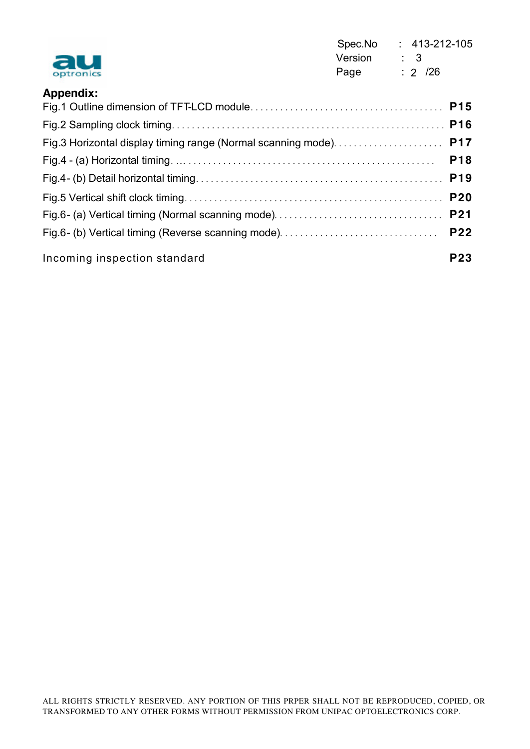**Appendix:**

Fig.1 Outline dimension of TFT-LCD module. . . . . . . . . . . . . . . . . . . . . . . . . . . . . . . . . . . . . . . **P15**

Fig.2 Sampling clock timing. . . . . . . . . . . . . . . . . . . . . . . . . . . . . . . . . . . . . . . . . . . . . . . . . . . . . . **P16**

Fig.3 Horizontal display timing range (Normal scanning mode). . . . . . . . . . . . . . . . . . . . . . **P17**

Fig.4 - (a) Horizontal timing. ... . . . . . . . . . . . . . . . . . . . . . . . . . . . . . . . . . . . . . . . . . . . . . . . . . **P18**

Fig.4- (b) Detail horizontal timing. . . . . . . . . . . . . . . . . . . . . . . . . . . . . . . . . . . . . . . . . . . . . . . . . **P19**

Fig.5 Vertical shift clock timing. . . . . . . . . . . . . . . . . . . . . . . . . . . . . . . . . . . . . . . . . . . . . . . . . . . **P20**

Fig.6- (a) Vertical timing (Normal scanning mode). . . . . . . . . . . . . . . . . . . . . . . . . . . . . . . . . . **P21**

Fig.6- (b) Vertical timing (Reverse scanning mode). . . . . . . . . . . . . . . . . . . . . . . . . . . . . . . . . **P22**

Incoming inspection standard **P23**

ALL RIGHTS STRICTLY RESERVED. ANY PORTION OF THIS PRPER SHALL NOT BE REPRODUCED, COPIED, OR TRANSFORMED TO ANY OTHER FORMS WITHOUT PERMISSION FROM UNIPAC OPTOELECTRONICS CORP.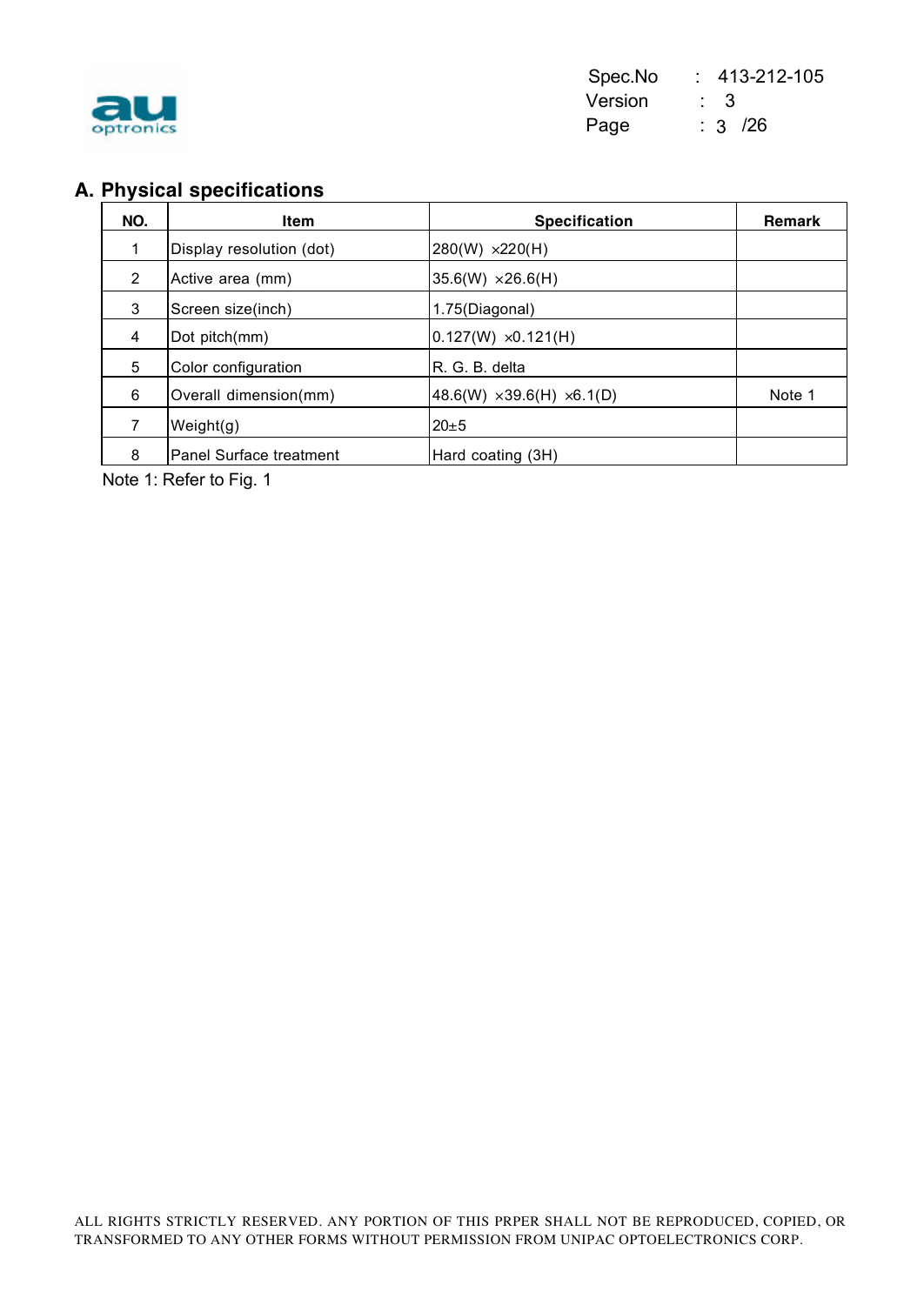## A. Physical specifications

| NO. | Item | Specification | Remark |
|---|---|---|---|
| 1 | Display resolution (dot) | 280(W) ×220(H) | |
| 2 | Active area (mm) | 35.6(W) ×26.6(H) | |
| 3 | Screen size(inch) | 1.75(Diagonal) | |
| 4 | Dot pitch(mm) | 0.127(W) ×0.121(H) | |
| 5 | Color configuration | R. G. B. delta | |
| 6 | Overall dimension(mm) | 48.6(W) ×39.6(H) ×6.1(D) | Note 1 |
| 7 | Weight(g) | 20±5 | |
| 8 | Panel Surface treatment | Hard coating (3H) | |

Note 1: Refer to Fig. 1

ALL RIGHTS STRICTLY RESERVED. ANY PORTION OF THIS PRPER SHALL NOT BE REPRODUCED, COPIED, OR TRANSFORMED TO ANY OTHER FORMS WITHOUT PERMISSION FROM UNIPAC OPTOELECTRONICS CORP.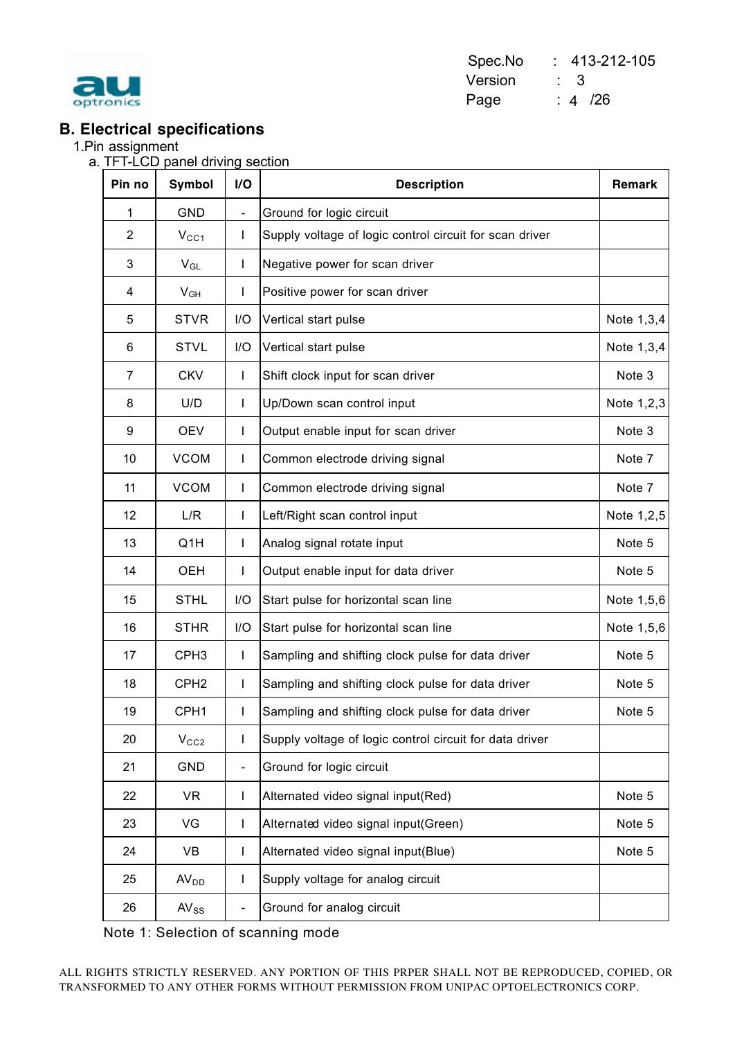## B. Electrical specifications

1.Pin assignment

a. TFT-LCD panel driving section

| Pin no | Symbol | I/O | Description | Remark |
|---|---|---|---|---|
| 1 | GND | - | Ground for logic circuit | |
| 2 | $V_{CC1}$ | I | Supply voltage of logic control circuit for scan driver | |
| 3 | $V_{GL}$ | I | Negative power for scan driver | |
| 4 | $V_{GH}$ | I | Positive power for scan driver | |
| 5 | STVR | I/O | Vertical start pulse | Note 1,3,4 |
| 6 | STVL | I/O | Vertical start pulse | Note 1,3,4 |
| 7 | CKV | I | Shift clock input for scan driver | Note 3 |
| 8 | U/D | I | Up/Down scan control input | Note 1,2,3 |
| 9 | OEV | I | Output enable input for scan driver | Note 3 |
| 10 | VCOM | I | Common electrode driving signal | Note 7 |
| 11 | VCOM | I | Common electrode driving signal | Note 7 |
| 12 | L/R | I | Left/Right scan control input | Note 1,2,5 |
| 13 | Q1H | I | Analog signal rotate input | Note 5 |
| 14 | OEH | I | Output enable input for data driver | Note 5 |
| 15 | STHL | I/O | Start pulse for horizontal scan line | Note 1,5,6 |
| 16 | STHR | I/O | Start pulse for horizontal scan line | Note 1,5,6 |
| 17 | CPH3 | I | Sampling and shifting clock pulse for data driver | Note 5 |
| 18 | CPH2 | I | Sampling and shifting clock pulse for data driver | Note 5 |
| 19 | CPH1 | I | Sampling and shifting clock pulse for data driver | Note 5 |
| 20 | $V_{CC2}$ | I | Supply voltage of logic control circuit for data driver | |
| 21 | GND | - | Ground for logic circuit | |
| 22 | VR | I | Alternated video signal input(Red) | Note 5 |
| 23 | VG | I | Alternated video signal input(Green) | Note 5 |
| 24 | VB | I | Alternated video signal input(Blue) | Note 5 |
| 25 | $AV_{DD}$ | I | Supply voltage for analog circuit | |
| 26 | $AV_{SS}$ | - | Ground for analog circuit | |

Note 1: Selection of scanning mode

ALL RIGHTS STRICTLY RESERVED. ANY PORTION OF THIS PRPER SHALL NOT BE REPRODUCED, COPIED, OR TRANSFORMED TO ANY OTHER FORMS WITHOUT PERMISSION FROM UNIPAC OPTOELECTRONICS CORP.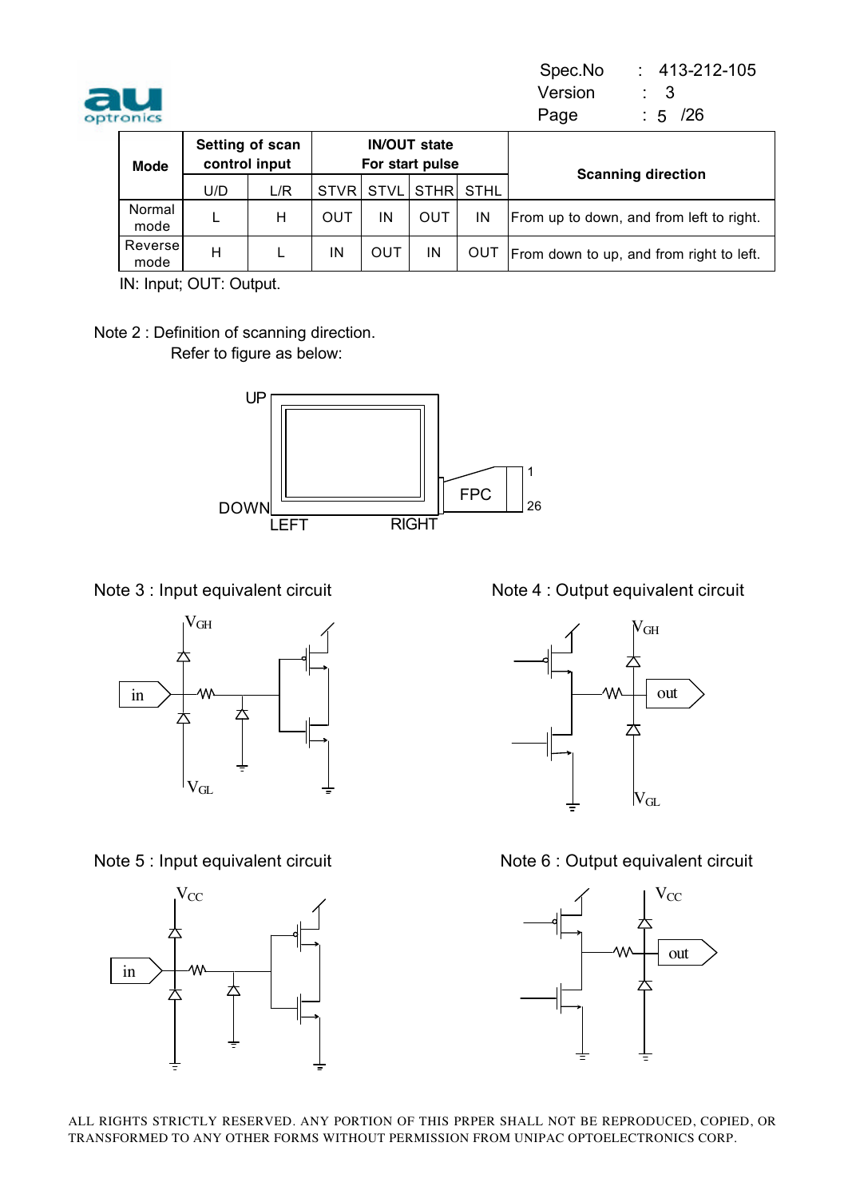| Mode | Setting of scan control input | | IN/OUT state For start pulse | | | | Scanning direction |
|---|---|---|---|---|---|---|---|
| | U/D | L/R | STVR | STVL | STHR | STHL | |
| Normal mode | L | H | OUT | IN | OUT | IN | From up to down, and from left to right. |
| Reverse mode | H | L | IN | OUT | IN | OUT | From down to up, and from right to left. |

IN: Input; OUT: Output.

Note 2 : Definition of scanning direction.
Refer to figure as below:

UP
DOWN
LEFT
RIGHT
FPC
1
26

Note 3 : Input equivalent circuit

Note 4 : Output equivalent circuit

Note 5 : Input equivalent circuit

Note 6 : Output equivalent circuit

ALL RIGHTS STRICTLY RESERVED. ANY PORTION OF THIS PRPER SHALL NOT BE REPRODUCED, COPIED, OR TRANSFORMED TO ANY OTHER FORMS WITHOUT PERMISSION FROM UNIPAC OPTOELECTRONICS CORP.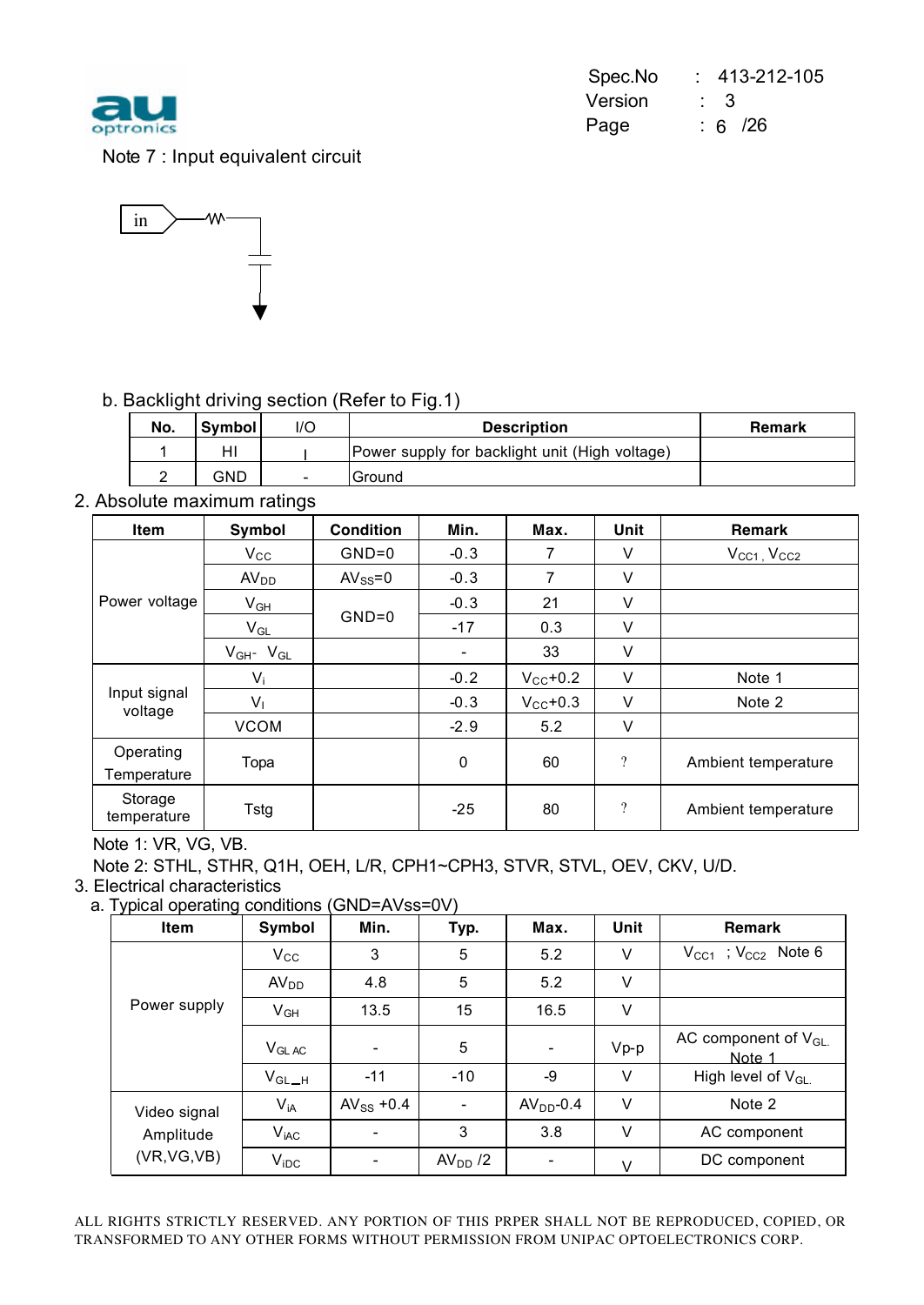Note 7 : Input equivalent circuit

b. Backlight driving section (Refer to Fig.1)

| No. | Symbol | I/O | Description | Remark |
|---|---|---|---|---|
| 1 | HI | I | Power supply for backlight unit (High voltage) | |
| 2 | GND | - | Ground | |

## 2. Absolute maximum ratings

| Item | Symbol | Condition | Min. | Max. | Unit | Remark |
|---|---|---|---|---|---|---|
| Power voltage | $V_{CC}$ | GND=0 | -0.3 | 7 | V | $V_{CC1}$ , $V_{CC2}$ |
| | $AV_{DD}$ | $AV_{SS}$=0 | -0.3 | 7 | V | |
| | $V_{GH}$ | GND=0 | -0.3 | 21 | V | |
| | $V_{GL}$ | | -17 | 0.3 | V | |
| | $V_{GH}$- $V_{GL}$ | | - | 33 | V | |
| Input signal voltage | $V_i$ | | -0.2 | $V_{CC}$+0.2 | V | Note 1 |
| | $V_I$ | | -0.3 | $V_{CC}$+0.3 | V | Note 2 |
| | VCOM | | -2.9 | 5.2 | V | |
| Operating Temperature | Topa | | 0 | 60 | ? | Ambient temperature |
| Storage temperature | Tstg | | -25 | 80 | ? | Ambient temperature |

Note 1: VR, VG, VB.

Note 2: STHL, STHR, Q1H, OEH, L/R, CPH1~CPH3, STVR, STVL, OEV, CKV, U/D.

## 3. Electrical characteristics

a. Typical operating conditions (GND=AVss=0V)

| Item | Symbol | Min. | Typ. | Max. | Unit | Remark |
|---|---|---|---|---|---|---|
| Power supply | $V_{CC}$ | 3 | 5 | 5.2 | V | $V_{CC1}$ ; $V_{CC2}$ Note 6 |
| | $AV_{DD}$ | 4.8 | 5 | 5.2 | V | |
| | $V_{GH}$ | 13.5 | 15 | 16.5 | V | |
| | $V_{GL\,AC}$ | - | 5 | - | Vp-p | AC component of $V_{GL}$. Note 1 |
| | $V_{GL\_H}$ | -11 | -10 | -9 | V | High level of $V_{GL}$. |
| Video signal Amplitude (VR,VG,VB) | $V_{iA}$ | $AV_{SS}$ +0.4 | - | $AV_{DD}$-0.4 | V | Note 2 |
| | $V_{iAC}$ | - | 3 | 3.8 | V | AC component |
| | $V_{iDC}$ | - | $AV_{DD}$ /2 | - | V | DC component |

ALL RIGHTS STRICTLY RESERVED. ANY PORTION OF THIS PRPER SHALL NOT BE REPRODUCED, COPIED, OR TRANSFORMED TO ANY OTHER FORMS WITHOUT PERMISSION FROM UNIPAC OPTOELECTRONICS CORP.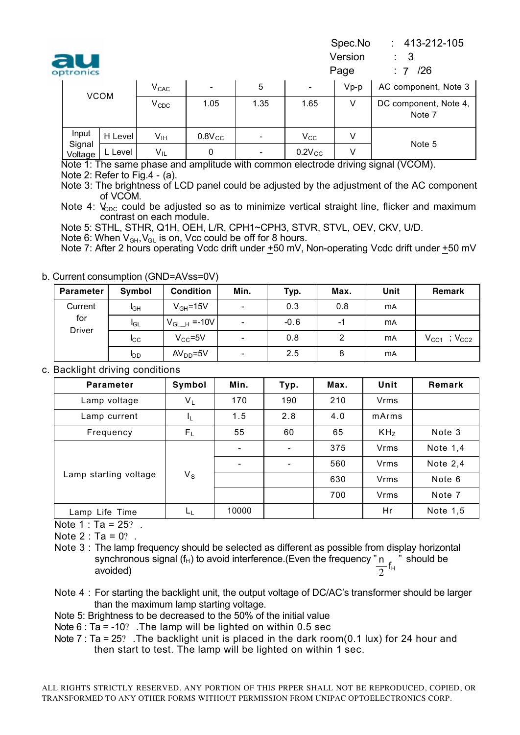| | | | | | | | |
|---|---|---|---|---|---|---|---|
| VCOM | | $V_{CAC}$ | - | 5 | - | Vp-p | AC component, Note 3 |
| | | $V_{CDC}$ | 1.05 | 1.35 | 1.65 | V | DC component, Note 4, Note 7 |
| Input Signal Voltage | H Level | $V_{IH}$ | $0.8V_{CC}$ | - | $V_{CC}$ | V | Note 5 |
| | L Level | $V_{IL}$ | 0 | - | $0.2V_{CC}$ | V | |

Note 1: The same phase and amplitude with common electrode driving signal (VCOM).
Note 2: Refer to Fig.4 - (a).
Note 3: The brightness of LCD panel could be adjusted by the adjustment of the AC component of VCOM.
Note 4: $V_{CDC}$ could be adjusted so as to minimize vertical straight line, flicker and maximum contrast on each module.
Note 5: STHL, STHR, Q1H, OEH, L/R, CPH1~CPH3, STVR, STVL, OEV, CKV, U/D.
Note 6: When $V_{GH}$, $V_{GL}$ is on, Vcc could be off for 8 hours.
Note 7: After 2 hours operating Vcdc drift under ±50 mV, Non-operating Vcdc drift under ±50 mV

b. Current consumption (GND=AVss=0V)

| Parameter | Symbol | Condition | Min. | Typ. | Max. | Unit | Remark |
|---|---|---|---|---|---|---|---|
| Current for Driver | $I_{GH}$ | $V_{GH}$=15V | - | 0.3 | 0.8 | mA | |
| | $I_{GL}$ | $V_{GL\_H}$ =-10V | - | -0.6 | -1 | mA | |
| | $I_{CC}$ | $V_{CC}$=5V | - | 0.8 | 2 | mA | $V_{CC1}$ ; $V_{CC2}$ |
| | $I_{DD}$ | $AV_{DD}$=5V | - | 2.5 | 8 | mA | |

c. Backlight driving conditions

| Parameter | Symbol | Min. | Typ. | Max. | Unit | Remark |
|---|---|---|---|---|---|---|
| Lamp voltage | $V_L$ | 170 | 190 | 210 | Vrms | |
| Lamp current | $I_L$ | 1.5 | 2.8 | 4.0 | mArms | |
| Frequency | $F_L$ | 55 | 60 | 65 | KHz | Note 3 |
| Lamp starting voltage | $V_S$ | - | - | 375 | Vrms | Note 1,4 |
| | | - | - | 560 | Vrms | Note 2,4 |
| | | | | 630 | Vrms | Note 6 |
| | | | | 700 | Vrms | Note 7 |
| Lamp Life Time | $L_L$ | 10000 | | | Hr | Note 1,5 |

Note 1 : Ta = 25? .
Note 2 : Ta = 0? .
Note 3 : The lamp frequency should be selected as different as possible from display horizontal synchronous signal ($f_H$) to avoid interference.(Even the frequency " $\frac{n}{2} f_H$ " should be avoided)

Note 4 : For starting the backlight unit, the output voltage of DC/AC's transformer should be larger than the maximum lamp starting voltage.
Note 5: Brightness to be decreased to the 50% of the initial value
Note 6 : Ta = -10? .The lamp will be lighted on within 0.5 sec
Note 7 : Ta = 25? .The backlight unit is placed in the dark room(0.1 lux) for 24 hour and then start to test. The lamp will be lighted on within 1 sec.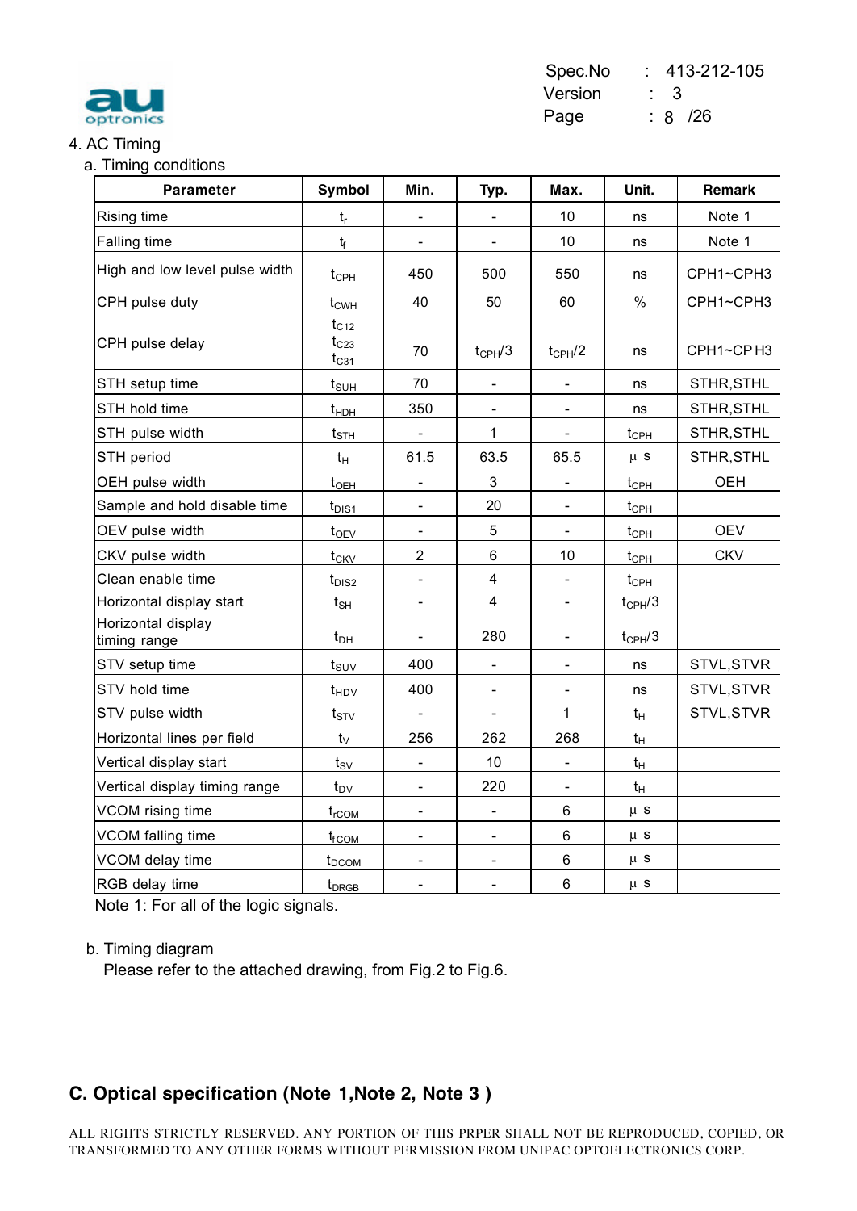## 4. AC Timing

### a. Timing conditions

| Parameter | Symbol | Min. | Typ. | Max. | Unit. | Remark |
|---|---|---|---|---|---|---|
| Rising time | $t_r$ | - | - | 10 | ns | Note 1 |
| Falling time | $t_f$ | - | - | 10 | ns | Note 1 |
| High and low level pulse width | $t_{CPH}$ | 450 | 500 | 550 | ns | CPH1~CPH3 |
| CPH pulse duty | $t_{CWH}$ | 40 | 50 | 60 | % | CPH1~CPH3 |
| CPH pulse delay | $t_{C12}$ $t_{C23}$ $t_{C31}$ | 70 | $t_{CPH}/3$ | $t_{CPH}/2$ | ns | CPH1~CPH3 |
| STH setup time | $t_{SUH}$ | 70 | - | - | ns | STHR,STHL |
| STH hold time | $t_{HDH}$ | 350 | - | - | ns | STHR,STHL |
| STH pulse width | $t_{STH}$ | - | 1 | - | $t_{CPH}$ | STHR,STHL |
| STH period | $t_H$ | 61.5 | 63.5 | 65.5 | μs | STHR,STHL |
| OEH pulse width | $t_{OEH}$ | - | 3 | - | $t_{CPH}$ | OEH |
| Sample and hold disable time | $t_{DIS1}$ | - | 20 | - | $t_{CPH}$ | |
| OEV pulse width | $t_{OEV}$ | - | 5 | - | $t_{CPH}$ | OEV |
| CKV pulse width | $t_{CKV}$ | 2 | 6 | 10 | $t_{CPH}$ | CKV |
| Clean enable time | $t_{DIS2}$ | - | 4 | - | $t_{CPH}$ | |
| Horizontal display start | $t_{SH}$ | - | 4 | - | $t_{CPH}/3$ | |
| Horizontal display timing range | $t_{DH}$ | - | 280 | - | $t_{CPH}/3$ | |
| STV setup time | $t_{SUV}$ | 400 | - | - | ns | STVL,STVR |
| STV hold time | $t_{HDV}$ | 400 | - | - | ns | STVL,STVR |
| STV pulse width | $t_{STV}$ | - | - | 1 | $t_H$ | STVL,STVR |
| Horizontal lines per field | $t_V$ | 256 | 262 | 268 | $t_H$ | |
| Vertical display start | $t_{SV}$ | - | 10 | - | $t_H$ | |
| Vertical display timing range | $t_{DV}$ | - | 220 | - | $t_H$ | |
| VCOM rising time | $t_{rCOM}$ | - | - | 6 | μs | |
| VCOM falling time | $t_{fCOM}$ | - | - | 6 | μs | |
| VCOM delay time | $t_{DCOM}$ | - | - | 6 | μs | |
| RGB delay time | $t_{DRGB}$ | - | - | 6 | μs | |

Note 1: For all of the logic signals.

### b. Timing diagram

Please refer to the attached drawing, from Fig.2 to Fig.6.

## C. Optical specification (Note 1,Note 2, Note 3 )

ALL RIGHTS STRICTLY RESERVED. ANY PORTION OF THIS PRPER SHALL NOT BE REPRODUCED, COPIED, OR TRANSFORMED TO ANY OTHER FORMS WITHOUT PERMISSION FROM UNIPAC OPTOELECTRONICS CORP.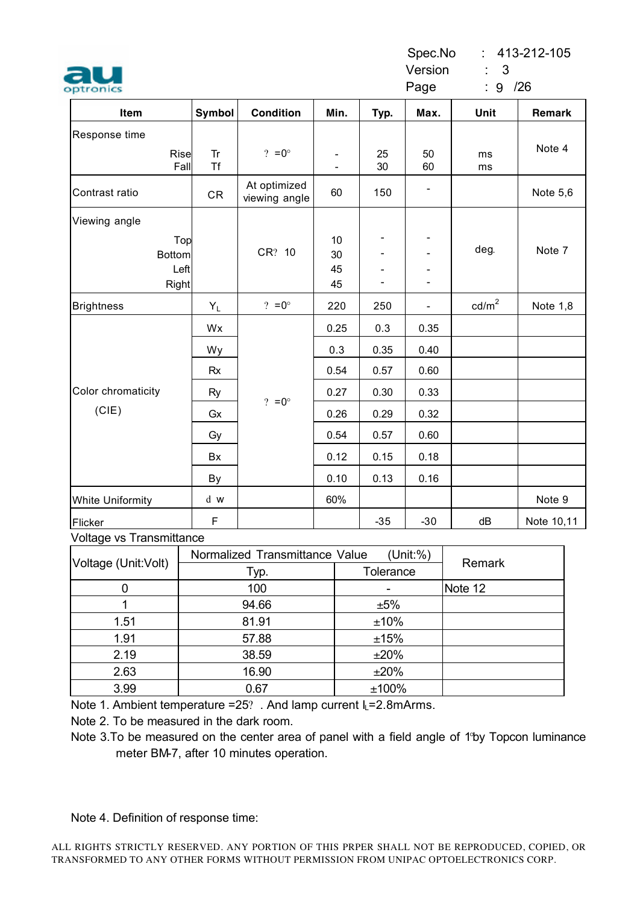| Item | Symbol | Condition | Min. | Typ. | Max. | Unit | Remark |
|---|---|---|---|---|---|---|---|
| Response time Rise / Fall | Tr / Tf | ? =0° | - / - | 25 / 30 | 50 / 60 | ms / ms | Note 4 |
| Contrast ratio | CR | At optimized viewing angle | 60 | 150 | - | | Note 5,6 |
| Viewing angle Top / Bottom / Left / Right | | CR? 10 | 10 / 30 / 45 / 45 | - / - / - / - | - / - / - / - | deg. | Note 7 |
| Brightness | $Y_L$ | ? =0° | 220 | 250 | - | cd/m$^2$ | Note 1,8 |
| Color chromaticity (CIE) | Wx | ? =0° | 0.25 | 0.3 | 0.35 | | |
| | Wy | | 0.3 | 0.35 | 0.40 | | |
| | Rx | | 0.54 | 0.57 | 0.60 | | |
| | Ry | | 0.27 | 0.30 | 0.33 | | |
| | Gx | | 0.26 | 0.29 | 0.32 | | |
| | Gy | | 0.54 | 0.57 | 0.60 | | |
| | Bx | | 0.12 | 0.15 | 0.18 | | |
| | By | | 0.10 | 0.13 | 0.16 | | |
| White Uniformity | d w | | 60% | | | | Note 9 |
| Flicker | F | | | -35 | -30 | dB | Note 10,11 |

Voltage vs Transmittance

| Voltage (Unit:Volt) | Normalized Transmittance Value (Unit:%) | | Remark |
|---|---|---|---|
| | Typ. | Tolerance | |
| 0 | 100 | - | Note 12 |
| 1 | 94.66 | ±5% | |
| 1.51 | 81.91 | ±10% | |
| 1.91 | 57.88 | ±15% | |
| 2.19 | 38.59 | ±20% | |
| 2.63 | 16.90 | ±20% | |
| 3.99 | 0.67 | ±100% | |

Note 1. Ambient temperature =25? . And lamp current $I_L$=2.8mArms.

Note 2. To be measured in the dark room.

Note 3.To be measured on the center area of panel with a field angle of 1°by Topcon luminance meter BM-7, after 10 minutes operation.

Note 4. Definition of response time: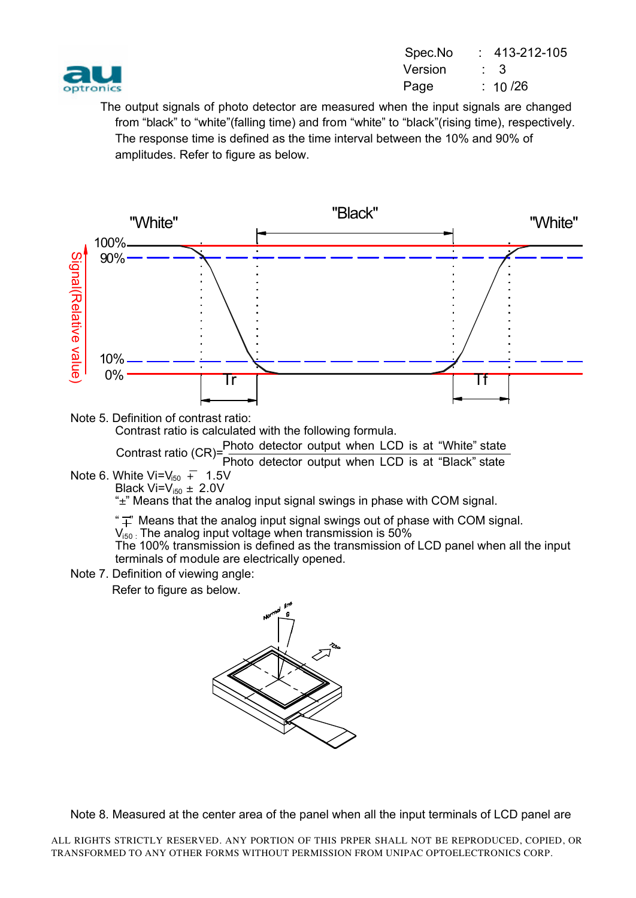The output signals of photo detector are measured when the input signals are changed from "black" to "white"(falling time) and from "white" to "black"(rising time), respectively. The response time is defined as the time interval between the 10% and 90% of amplitudes. Refer to figure as below.

Note 5. Definition of contrast ratio:

Contrast ratio is calculated with the following formula.

$$\text{Contrast ratio (CR)} = \frac{\text{Photo detector output when LCD is at "White" state}}{\text{Photo detector output when LCD is at "Black" state}}$$

Note 6. White $Vi = V_{i50} \mp 1.5V$

Black $Vi = V_{i50} \pm 2.0V$

"±" Means that the analog input signal swings in phase with COM signal.

"∓" Means that the analog input signal swings out of phase with COM signal.

$V_{i50}$ : The analog input voltage when transmission is 50%

The 100% transmission is defined as the transmission of LCD panel when all the input terminals of module are electrically opened.

Note 7. Definition of viewing angle:

Refer to figure as below.

Note 8. Measured at the center area of the panel when all the input terminals of LCD panel are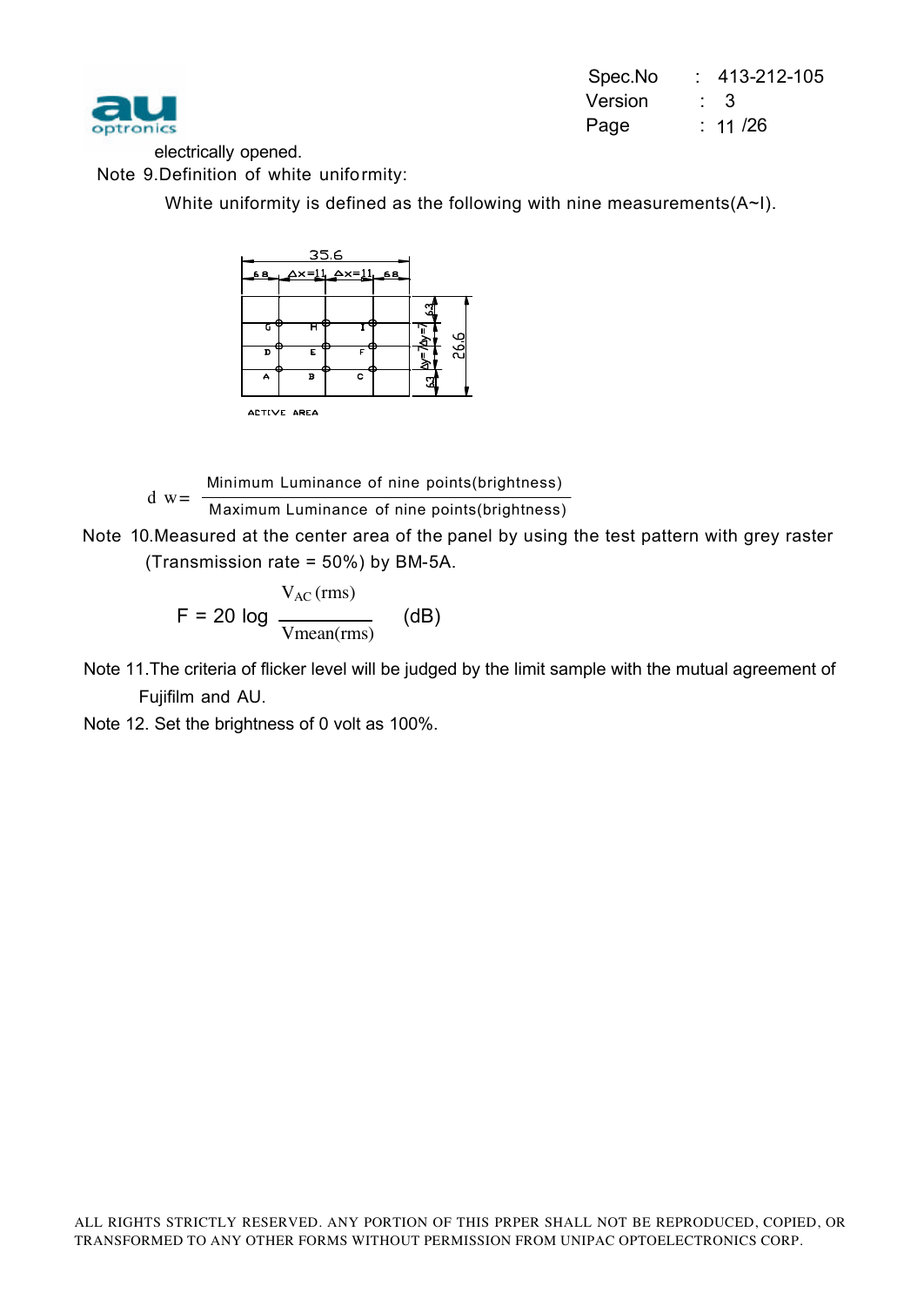electrically opened.

Note 9.Definition of white uniformity:

White uniformity is defined as the following with nine measurements(A~I).

35.6

6.8 Δx=11 Δx=11 6.8

| G | H | I |
|---|---|---|
| D | E | F |
| A | B | C |

6.3 Δy=7 Δy=7 6.3 26.6

ACTIVE AREA

$$d\ w = \frac{\text{Minimum Luminance of nine points(brightness)}}{\text{Maximum Luminance of nine points(brightness)}}$$

Note 10.Measured at the center area of the panel by using the test pattern with grey raster (Transmission rate = 50%) by BM-5A.

$$F = 20 \log \frac{V_{AC}\,(rms)}{Vmean(rms)} \quad (dB)$$

Note 11.The criteria of flicker level will be judged by the limit sample with the mutual agreement of Fujifilm and AU.

Note 12. Set the brightness of 0 volt as 100%.

ALL RIGHTS STRICTLY RESERVED. ANY PORTION OF THIS PRPER SHALL NOT BE REPRODUCED, COPIED, OR TRANSFORMED TO ANY OTHER FORMS WITHOUT PERMISSION FROM UNIPAC OPTOELECTRONICS CORP.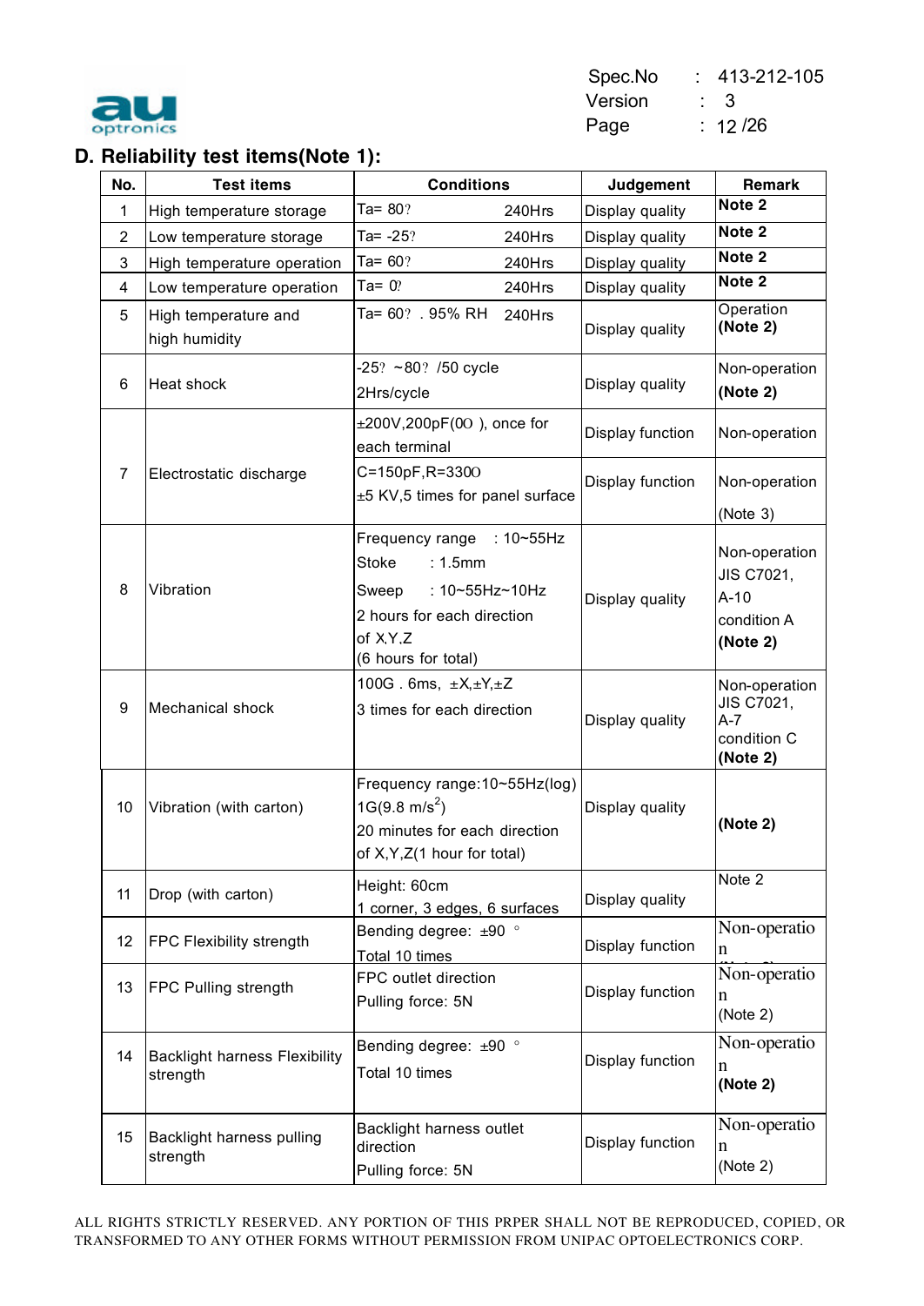## D. Reliability test items(Note 1):

| No. | Test items | Conditions | Judgement | Remark |
|---|---|---|---|---|
| 1 | High temperature storage | Ta= 80? 240Hrs | Display quality | **Note 2** |
| 2 | Low temperature storage | Ta= -25? 240Hrs | Display quality | **Note 2** |
| 3 | High temperature operation | Ta= 60? 240Hrs | Display quality | **Note 2** |
| 4 | Low temperature operation | Ta= 0? 240Hrs | Display quality | **Note 2** |
| 5 | High temperature and high humidity | Ta= 60? . 95% RH 240Hrs | Display quality | Operation **(Note 2)** |
| 6 | Heat shock | -25? ~80? /50 cycle 2Hrs/cycle | Display quality | Non-operation **(Note 2)** |
| 7 | Electrostatic discharge | ±200V,200pF(0O ), once for each terminal | Display function | Non-operation |
| | | C=150pF,R=330O ±5 KV,5 times for panel surface | Display function | Non-operation (Note 3) |
| 8 | Vibration | Frequency range : 10~55Hz<br>Stoke : 1.5mm<br>Sweep : 10~55Hz~10Hz<br>2 hours for each direction of X,Y,Z<br>(6 hours for total) | Display quality | Non-operation JIS C7021, A-10 condition A **(Note 2)** |
| 9 | Mechanical shock | 100G . 6ms, ±X,±Y,±Z<br>3 times for each direction | Display quality | Non-operation JIS C7021, A-7 condition C **(Note 2)** |
| 10 | Vibration (with carton) | Frequency range:10~55Hz(log)<br>1G(9.8 $m/s^2$)<br>20 minutes for each direction of X,Y,Z(1 hour for total) | Display quality | **(Note 2)** |
| 11 | Drop (with carton) | Height: 60cm<br>1 corner, 3 edges, 6 surfaces | Display quality | Note 2 |
| 12 | FPC Flexibility strength | Bending degree: ±90 °<br>Total 10 times | Display function | Non-operation |
| 13 | FPC Pulling strength | FPC outlet direction<br>Pulling force: 5N | Display function | Non-operation (Note 2) |
| 14 | Backlight harness Flexibility strength | Bending degree: ±90 °<br>Total 10 times | Display function | Non-operation **(Note 2)** |
| 15 | Backlight harness pulling strength | Backlight harness outlet direction<br>Pulling force: 5N | Display function | Non-operation (Note 2) |

ALL RIGHTS STRICTLY RESERVED. ANY PORTION OF THIS PRPER SHALL NOT BE REPRODUCED, COPIED, OR TRANSFORMED TO ANY OTHER FORMS WITHOUT PERMISSION FROM UNIPAC OPTOELECTRONICS CORP.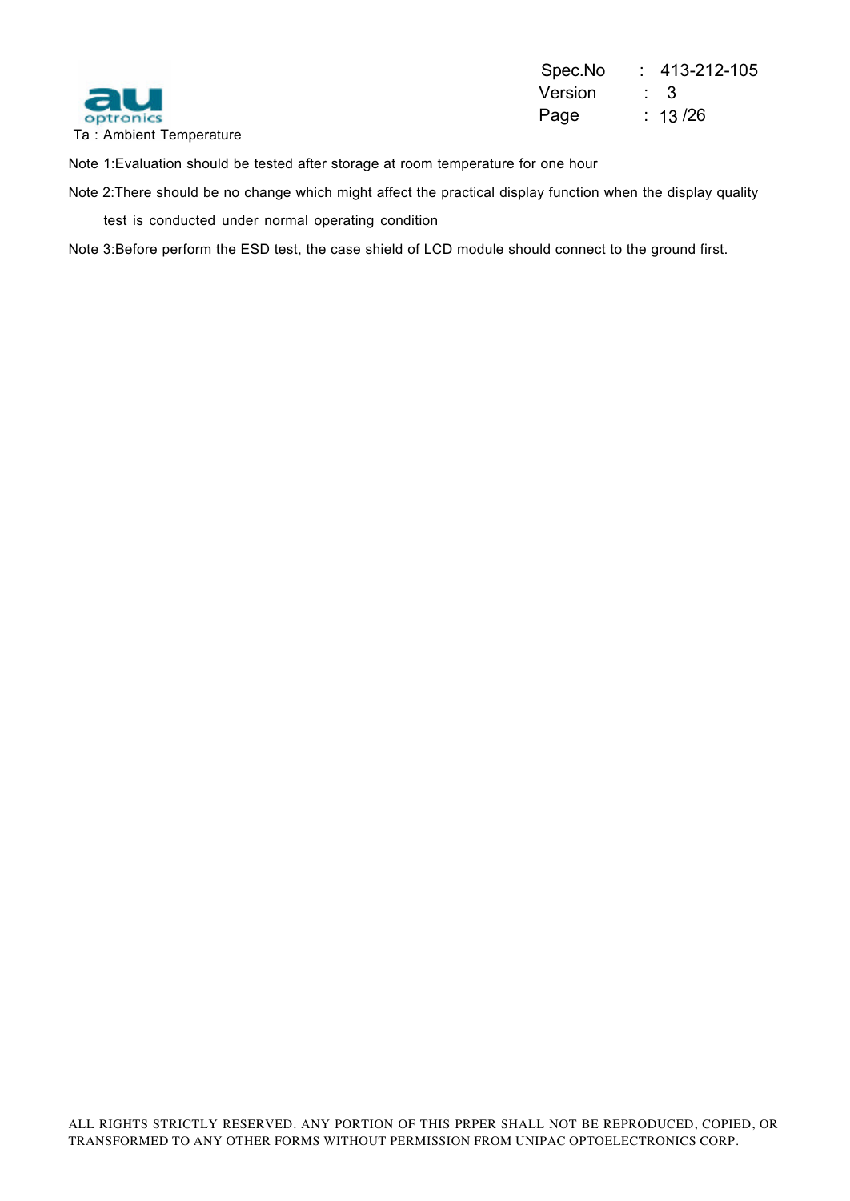Ta : Ambient Temperature

Note 1:Evaluation should be tested after storage at room temperature for one hour

Note 2:There should be no change which might affect the practical display function when the display quality test is conducted under normal operating condition

Note 3:Before perform the ESD test, the case shield of LCD module should connect to the ground first.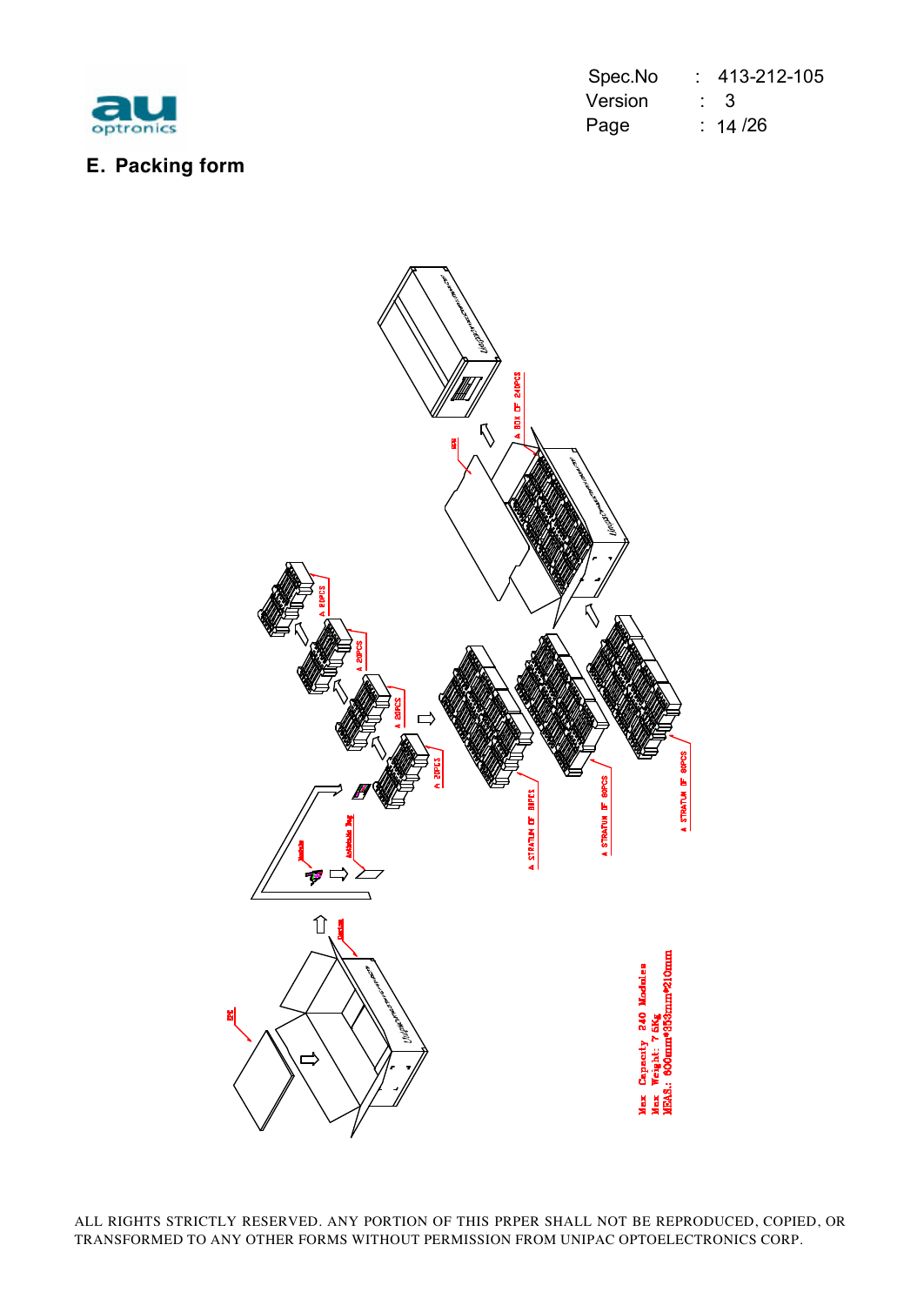## E. Packing form

Max Capacity 240 Modules
Max Weight: 7.5Kg
MEAS.: 600mm*353mm*210mm

ALL RIGHTS STRICTLY RESERVED. ANY PORTION OF THIS PRPER SHALL NOT BE REPRODUCED, COPIED, OR TRANSFORMED TO ANY OTHER FORMS WITHOUT PERMISSION FROM UNIPAC OPTOELECTRONICS CORP.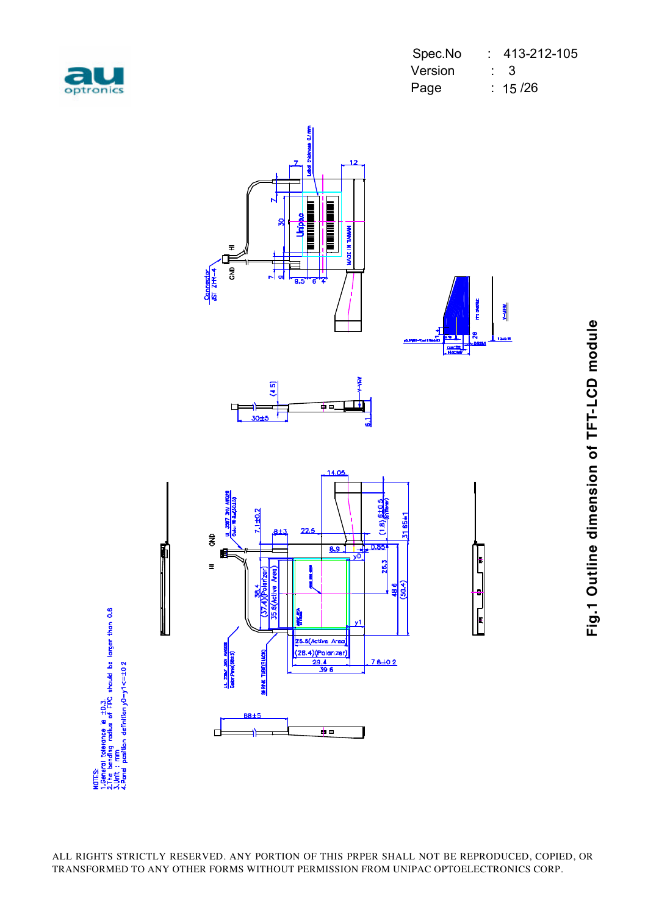NOTES:
1. General tolerance is ±0.3
2. The bending radius of FPC should be larger than 0.6
3. Unit : mm
4. Panel position definition y0−y1<=±0.2

Fig.1 Outline dimension of TFT-LCD module

ALL RIGHTS STRICTLY RESERVED. ANY PORTION OF THIS PRPER SHALL NOT BE REPRODUCED, COPIED, OR TRANSFORMED TO ANY OTHER FORMS WITHOUT PERMISSION FROM UNIPAC OPTOELECTRONICS CORP.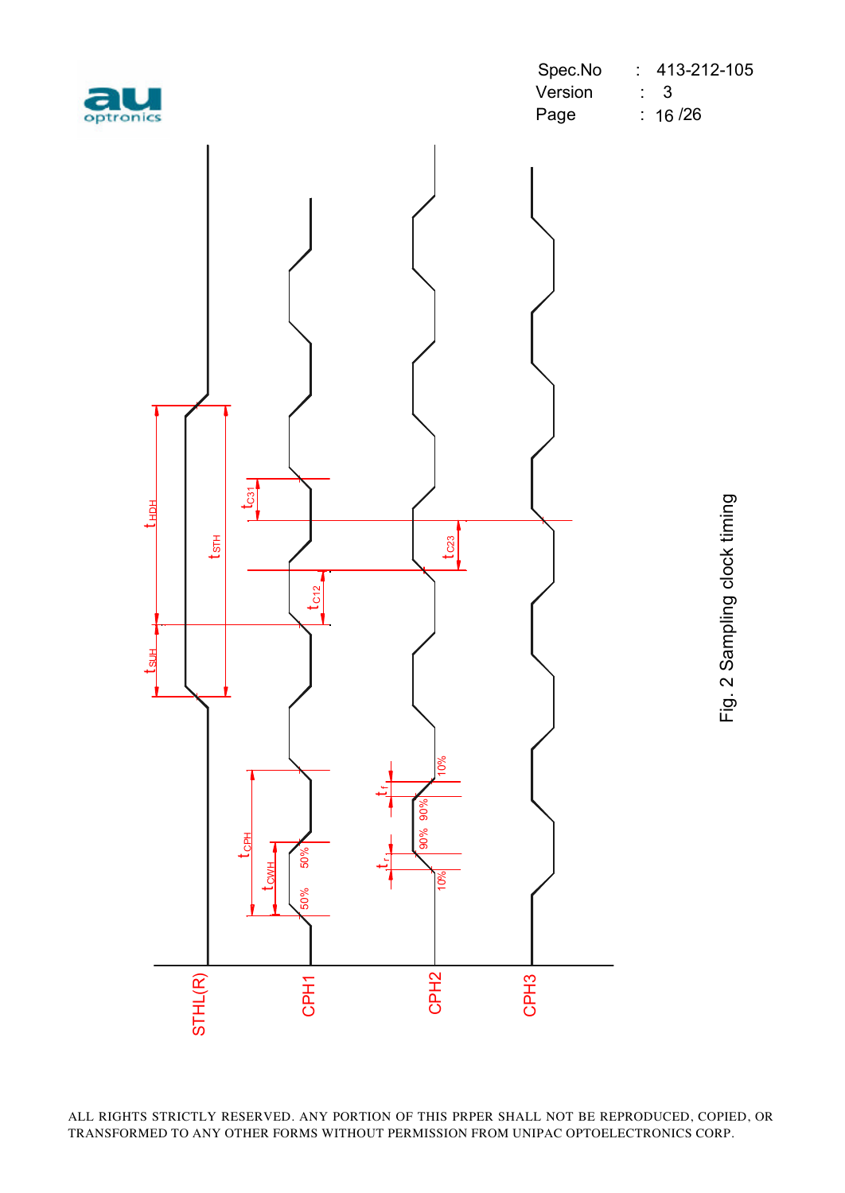Fig. 2 Sampling clock timing

ALL RIGHTS STRICTLY RESERVED. ANY PORTION OF THIS PRPER SHALL NOT BE REPRODUCED, COPIED, OR TRANSFORMED TO ANY OTHER FORMS WITHOUT PERMISSION FROM UNIPAC OPTOELECTRONICS CORP.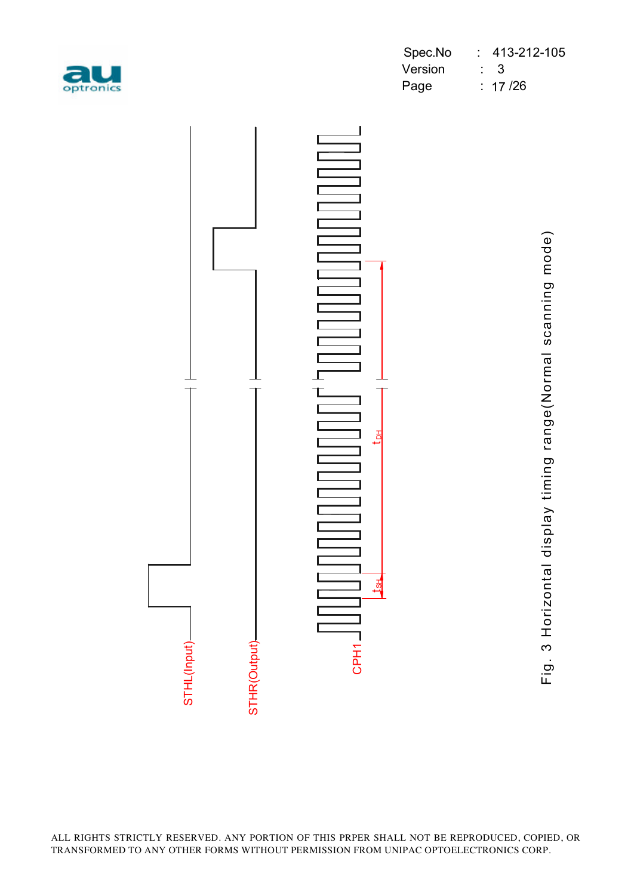STHL(Input)

STHR(Output)

CPH1

$t_{SH}$

$t_{DH}$

Fig. 3 Horizontal display timing range(Normal scanning mode)

ALL RIGHTS STRICTLY RESERVED. ANY PORTION OF THIS PRPER SHALL NOT BE REPRODUCED, COPIED, OR TRANSFORMED TO ANY OTHER FORMS WITHOUT PERMISSION FROM UNIPAC OPTOELECTRONICS CORP.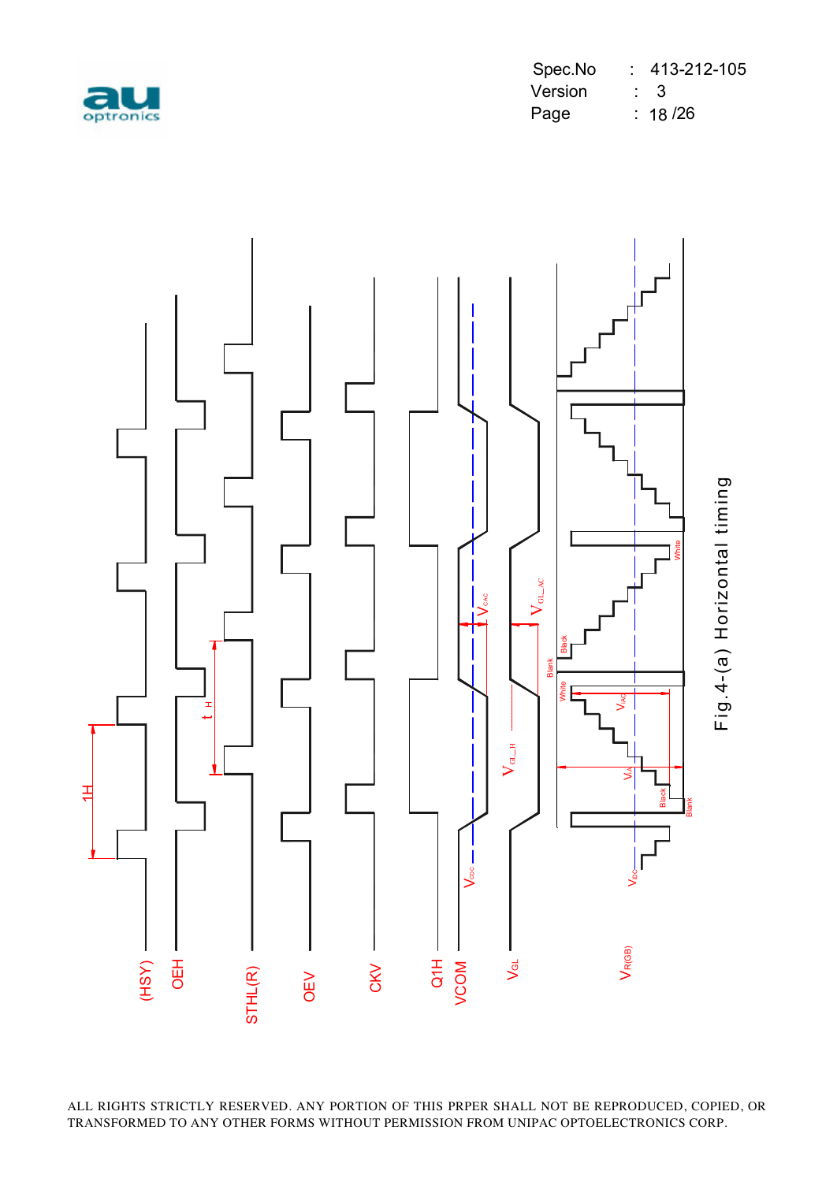Fig.4-(a) Horizontal timing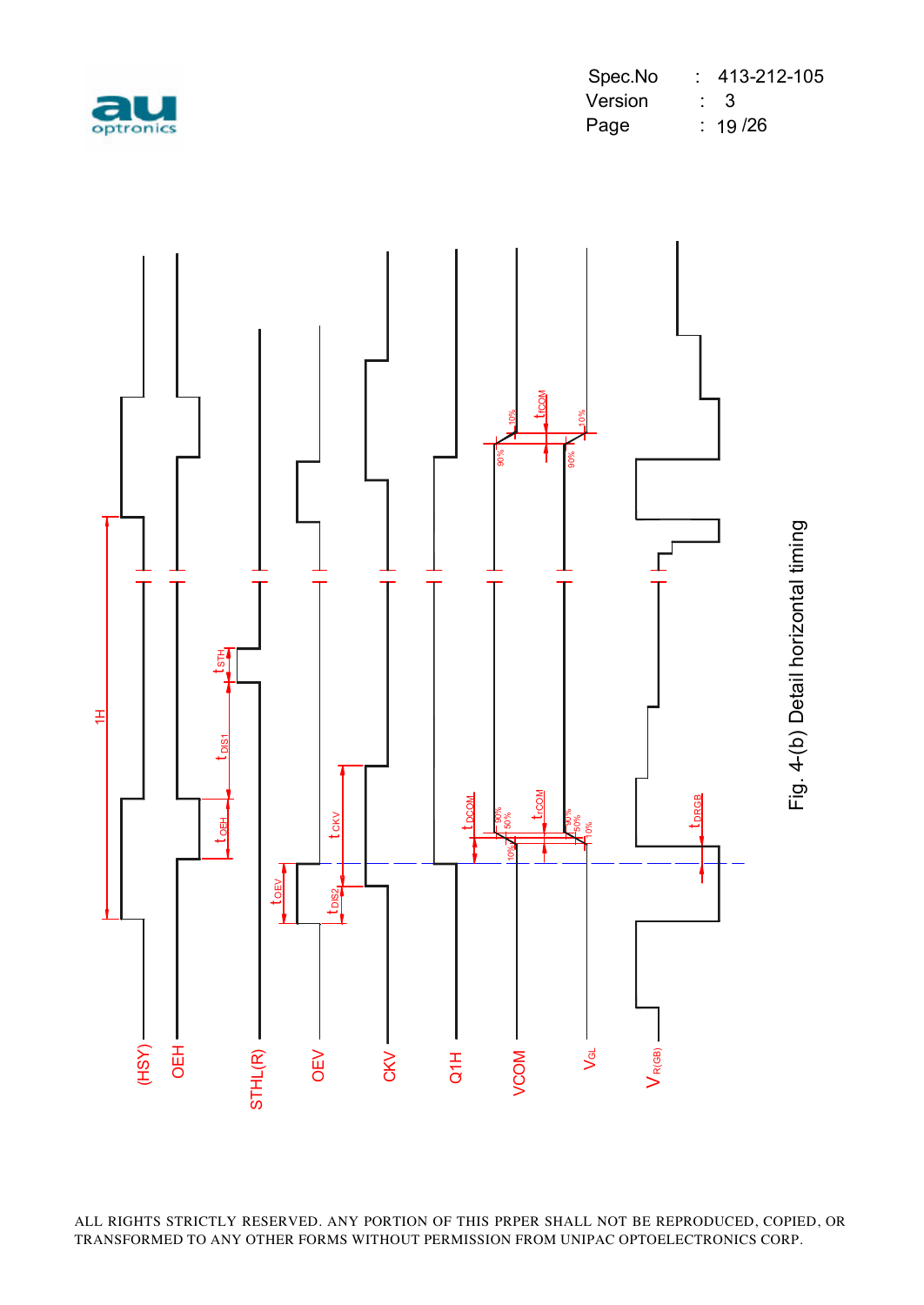Fig. 4-(b) Detail horizontal timing

ALL RIGHTS STRICTLY RESERVED. ANY PORTION OF THIS PRPER SHALL NOT BE REPRODUCED, COPIED, OR TRANSFORMED TO ANY OTHER FORMS WITHOUT PERMISSION FROM UNIPAC OPTOELECTRONICS CORP.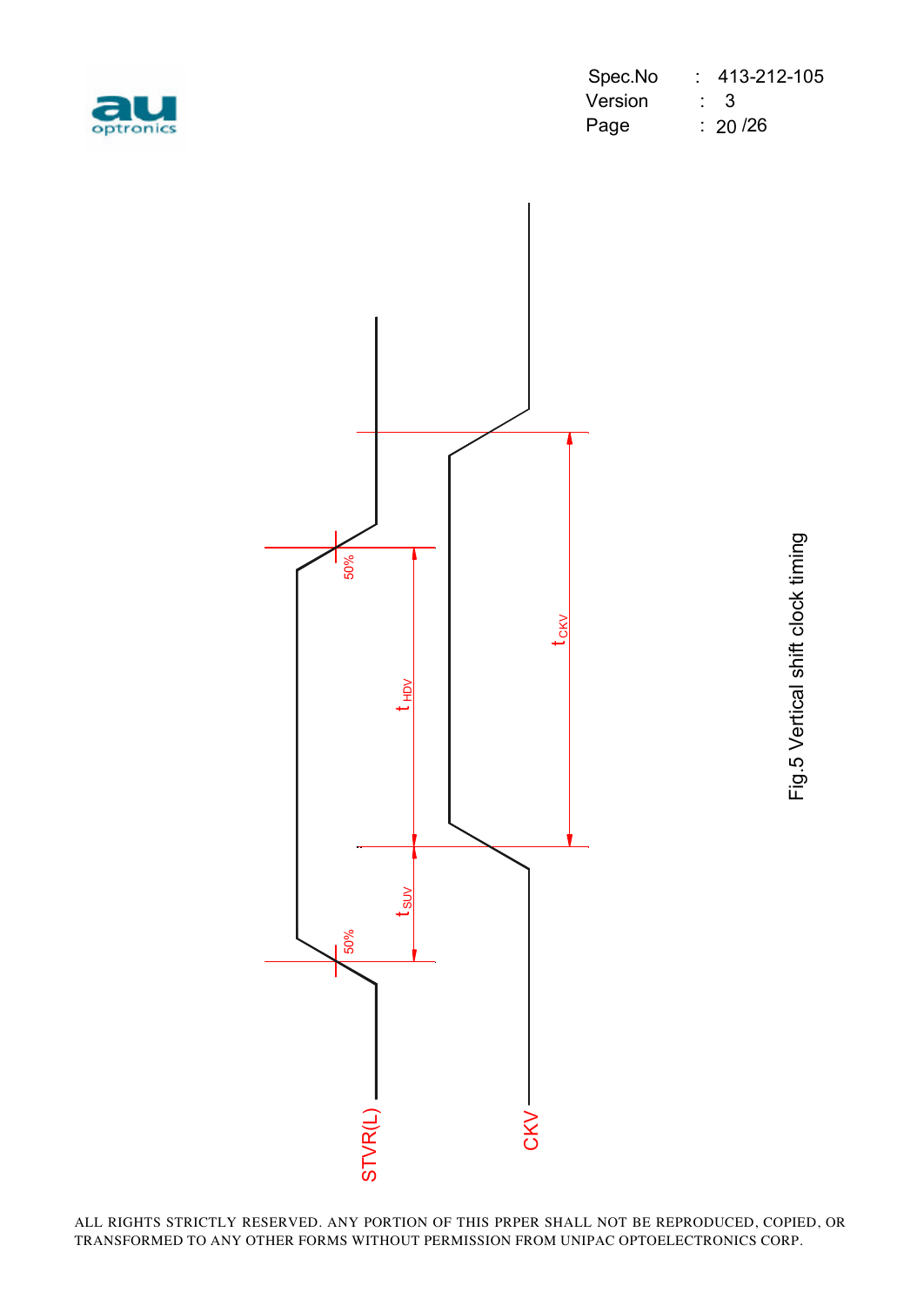Fig.5 Vertical shift clock timing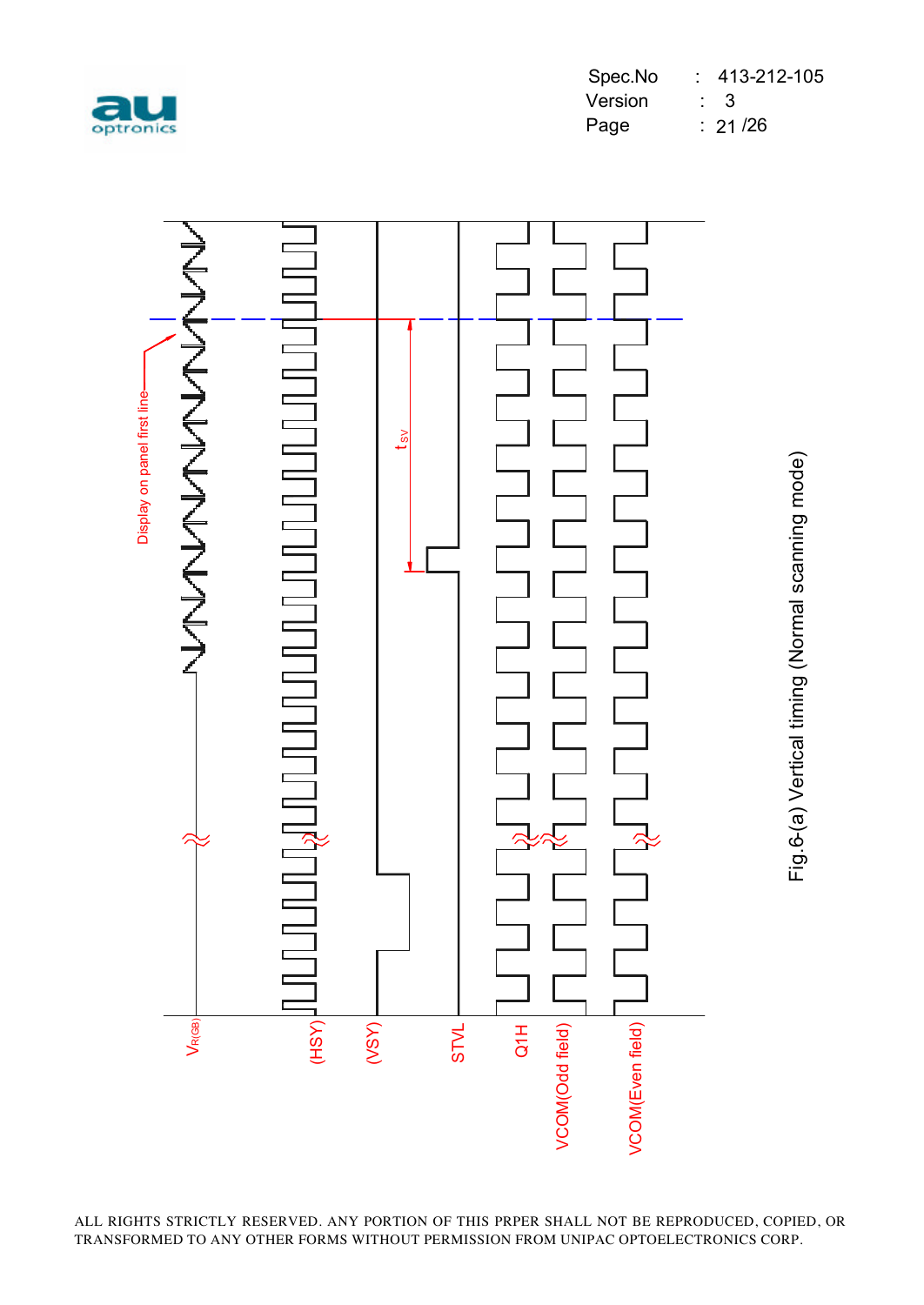Display on panel first line

$t_{SV}$

$V_{R(GB)}$

(HSY)

(VSY)

STVL

Q1H

VCOM(Odd field)

VCOM(Even field)

Fig.6-(a) Vertical timing (Normal scanning mode)

ALL RIGHTS STRICTLY RESERVED. ANY PORTION OF THIS PRPER SHALL NOT BE REPRODUCED, COPIED, OR TRANSFORMED TO ANY OTHER FORMS WITHOUT PERMISSION FROM UNIPAC OPTOELECTRONICS CORP.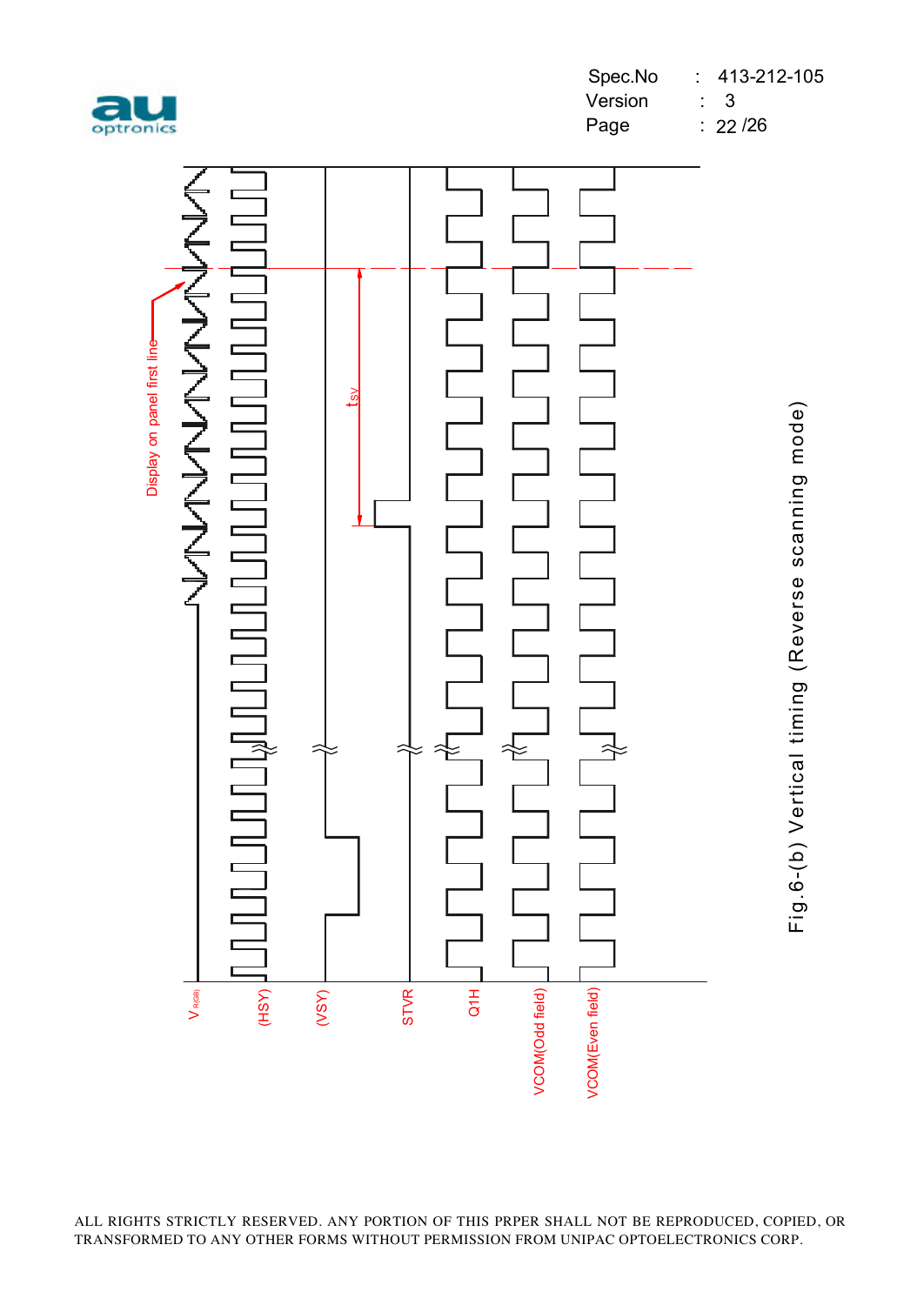Display on panel first line

$t_{SV}$

$V_{R(GB)}$

(HSY)

(VSY)

STVR

Q1H

VCOM(Odd field)

VCOM(Even field)

Fig.6-(b) Vertical timing (Reverse scanning mode)

ALL RIGHTS STRICTLY RESERVED. ANY PORTION OF THIS PRPER SHALL NOT BE REPRODUCED, COPIED, OR TRANSFORMED TO ANY OTHER FORMS WITHOUT PERMISSION FROM UNIPAC OPTOELECTRONICS CORP.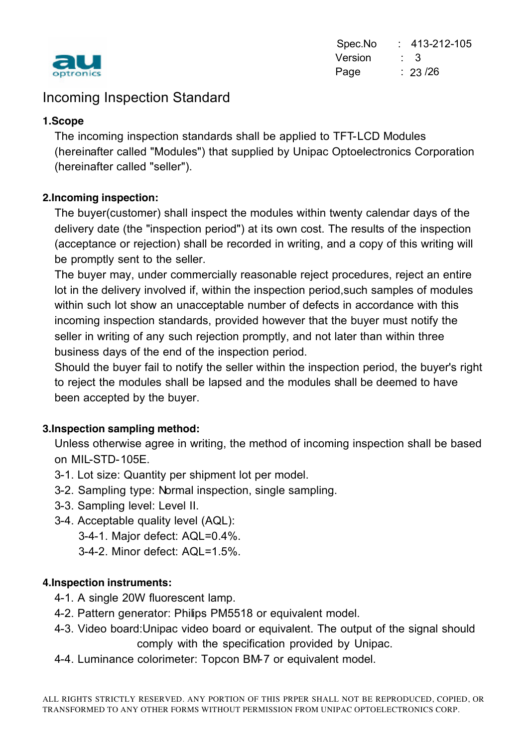// Incoming Inspection Standard

## 1.Scope

The incoming inspection standards shall be applied to TFT-LCD Modules (hereinafter called "Modules") that supplied by Unipac Optoelectronics Corporation (hereinafter called "seller").

## 2.Incoming inspection:

The buyer(customer) shall inspect the modules within twenty calendar days of the delivery date (the "inspection period") at its own cost. The results of the inspection (acceptance or rejection) shall be recorded in writing, and a copy of this writing will be promptly sent to the seller.

The buyer may, under commercially reasonable reject procedures, reject an entire lot in the delivery involved if, within the inspection period,such samples of modules within such lot show an unacceptable number of defects in accordance with this incoming inspection standards, provided however that the buyer must notify the seller in writing of any such rejection promptly, and not later than within three business days of the end of the inspection period.

Should the buyer fail to notify the seller within the inspection period, the buyer's right to reject the modules shall be lapsed and the modules shall be deemed to have been accepted by the buyer.

## 3.Inspection sampling method:

Unless otherwise agree in writing, the method of incoming inspection shall be based on MIL-STD-105E.

3-1. Lot size: Quantity per shipment lot per model.

3-2. Sampling type: Normal inspection, single sampling.

3-3. Sampling level: Level II.

3-4. Acceptable quality level (AQL):

- 3-4-1. Major defect: AQL=0.4%.
- 3-4-2. Minor defect: AQL=1.5%.

## 4.Inspection instruments:

4-1. A single 20W fluorescent lamp.

4-2. Pattern generator: Philips PM5518 or equivalent model.

4-3. Video board:Unipac video board or equivalent. The output of the signal should comply with the specification provided by Unipac.

4-4. Luminance colorimeter: Topcon BM-7 or equivalent model.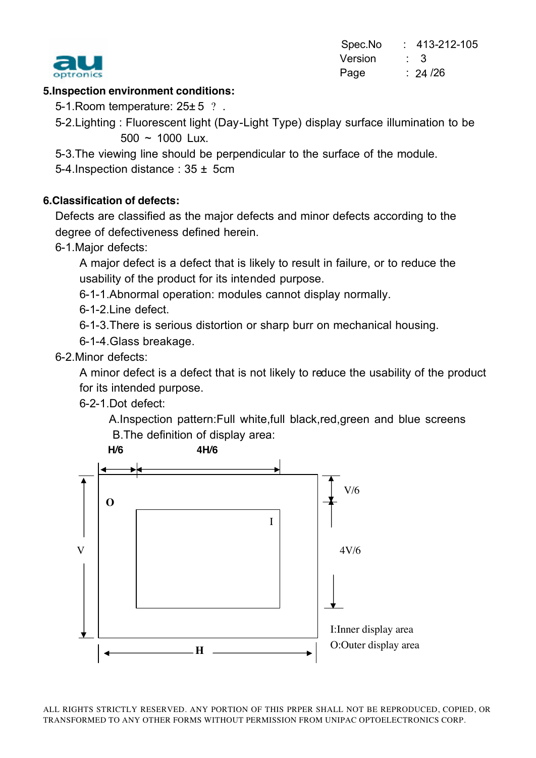## 5.Inspection environment conditions:

5-1.Room temperature: 25± 5 ？ .

5-2.Lighting : Fluorescent light (Day-Light Type) display surface illumination to be 500 ~ 1000 Lux.

5-3.The viewing line should be perpendicular to the surface of the module.

5-4.Inspection distance : 35 ± 5cm

## 6.Classification of defects:

Defects are classified as the major defects and minor defects according to the degree of defectiveness defined herein.

6-1.Major defects:

A major defect is a defect that is likely to result in failure, or to reduce the usability of the product for its intended purpose.

6-1-1.Abnormal operation: modules cannot display normally.

6-1-2.Line defect.

6-1-3.There is serious distortion or sharp burr on mechanical housing.

6-1-4.Glass breakage.

6-2.Minor defects:

A minor defect is a defect that is not likely to reduce the usability of the product for its intended purpose.

6-2-1.Dot defect:

A.Inspection pattern:Full white,full black,red,green and blue screens

B.The definition of display area:

H/6 4H/6

O

I

V

V/6

4V/6

H

I:Inner display area

O:Outer display area

ALL RIGHTS STRICTLY RESERVED. ANY PORTION OF THIS PRPER SHALL NOT BE REPRODUCED, COPIED, OR TRANSFORMED TO ANY OTHER FORMS WITHOUT PERMISSION FROM UNIPAC OPTOELECTRONICS CORP.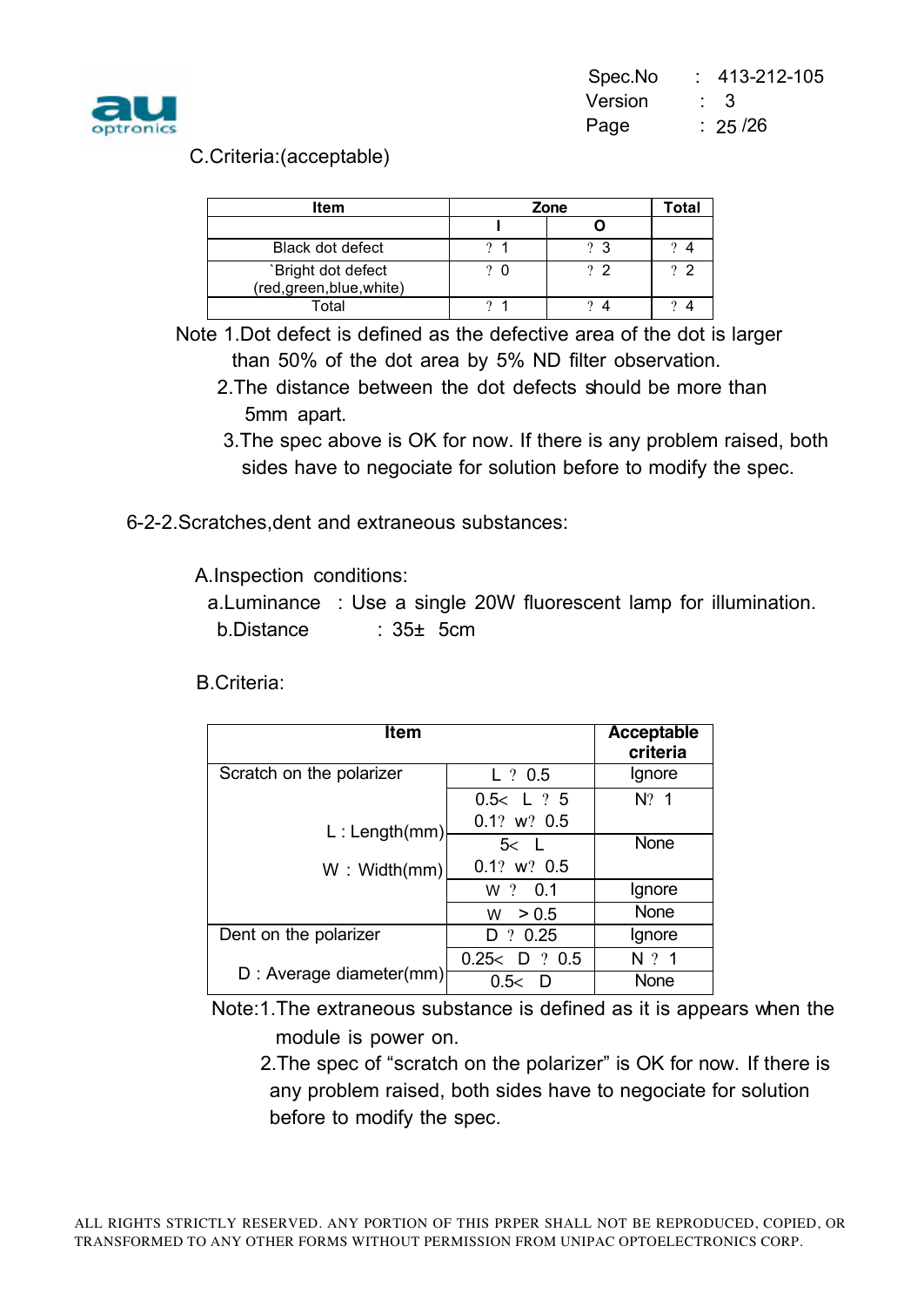C.Criteria:(acceptable)

| Item | Zone | | Total |
|---|---|---|---|
| | I | O | |
| Black dot defect | ? 1 | ? 3 | ? 4 |
| `Bright dot defect (red,green,blue,white) | ? 0 | ? 2 | ? 2 |
| Total | ? 1 | ? 4 | ? 4 |

Note 1.Dot defect is defined as the defective area of the dot is larger than 50% of the dot area by 5% ND filter observation.

2.The distance between the dot defects should be more than 5mm apart.

3.The spec above is OK for now. If there is any problem raised, both sides have to negociate for solution before to modify the spec.

6-2-2.Scratches,dent and extraneous substances:

A.Inspection conditions:

a.Luminance : Use a single 20W fluorescent lamp for illumination.

b.Distance : 35± 5cm

B.Criteria:

| Item | | Acceptable criteria |
|---|---|---|
| Scratch on the polarizer | L ? 0.5 | Ignore |
| | 0.5< L ? 5<br>0.1? w? 0.5 | N? 1 |
| L : Length(mm) | 5< L<br>0.1? w? 0.5 | None |
| W : Width(mm) | w ? 0.1 | Ignore |
| | w > 0.5 | None |
| Dent on the polarizer | D ? 0.25 | Ignore |
| D : Average diameter(mm) | 0.25< D ? 0.5 | N ? 1 |
| | 0.5< D | None |

Note:1.The extraneous substance is defined as it is appears when the module is power on.

2.The spec of "scratch on the polarizer" is OK for now. If there is any problem raised, both sides have to negociate for solution before to modify the spec.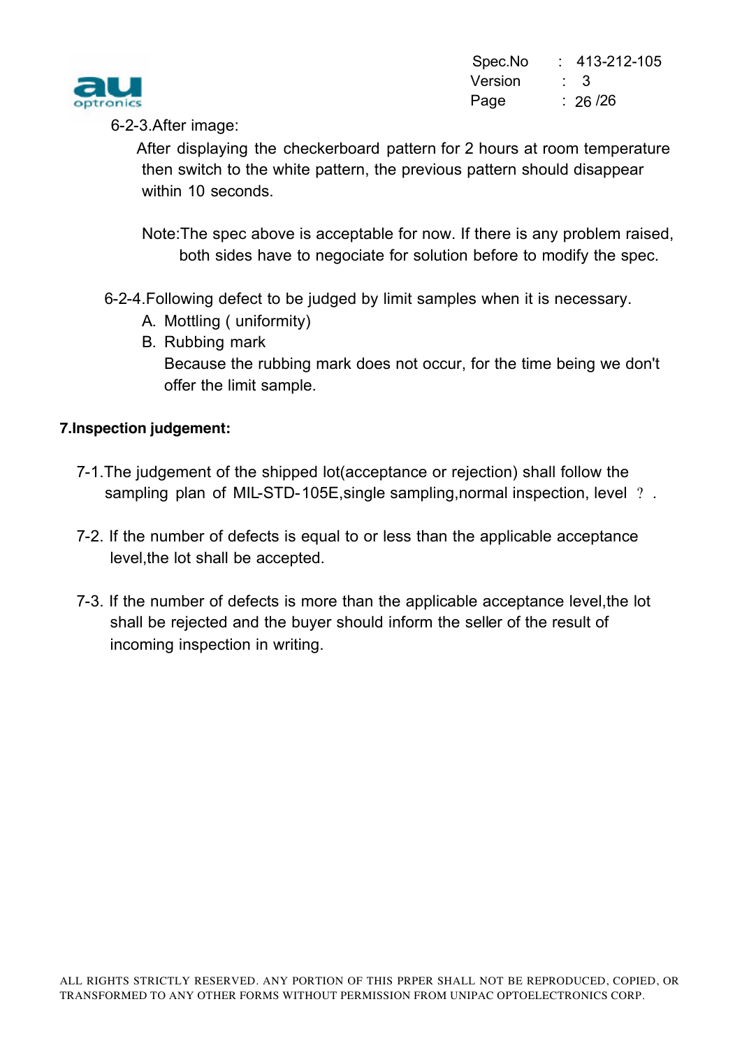6-2-3.After image:

After displaying the checkerboard pattern for 2 hours at room temperature then switch to the white pattern, the previous pattern should disappear within 10 seconds.

Note:The spec above is acceptable for now. If there is any problem raised, both sides have to negociate for solution before to modify the spec.

6-2-4.Following defect to be judged by limit samples when it is necessary.

A. Mottling ( uniformity)
B. Rubbing mark
   Because the rubbing mark does not occur, for the time being we don't offer the limit sample.

**7.Inspection judgement:**

7-1.The judgement of the shipped lot(acceptance or rejection) shall follow the sampling plan of MIL-STD-105E,single sampling,normal inspection, level ? .

7-2. If the number of defects is equal to or less than the applicable acceptance level,the lot shall be accepted.

7-3. If the number of defects is more than the applicable acceptance level,the lot shall be rejected and the buyer should inform the seller of the result of incoming inspection in writing.

ALL RIGHTS STRICTLY RESERVED. ANY PORTION OF THIS PRPER SHALL NOT BE REPRODUCED, COPIED, OR TRANSFORMED TO ANY OTHER FORMS WITHOUT PERMISSION FROM UNIPAC OPTOELECTRONICS CORP.